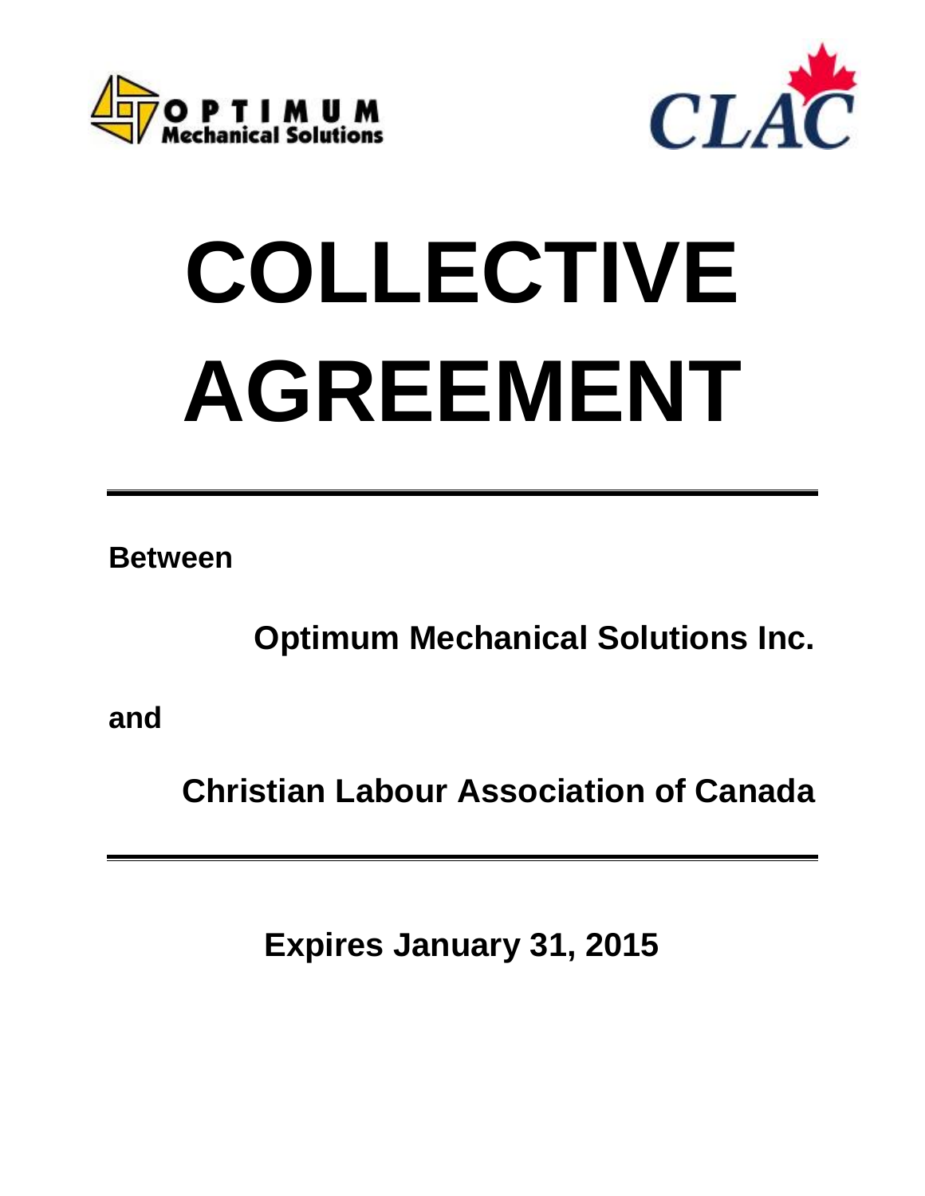# COLLECTIVE AGREEMENT

**Between**

**Optimum Mechanical Solutions Inc.**

**and**

**Christian Labour Association of Canada**

**Expires January 31, 2015**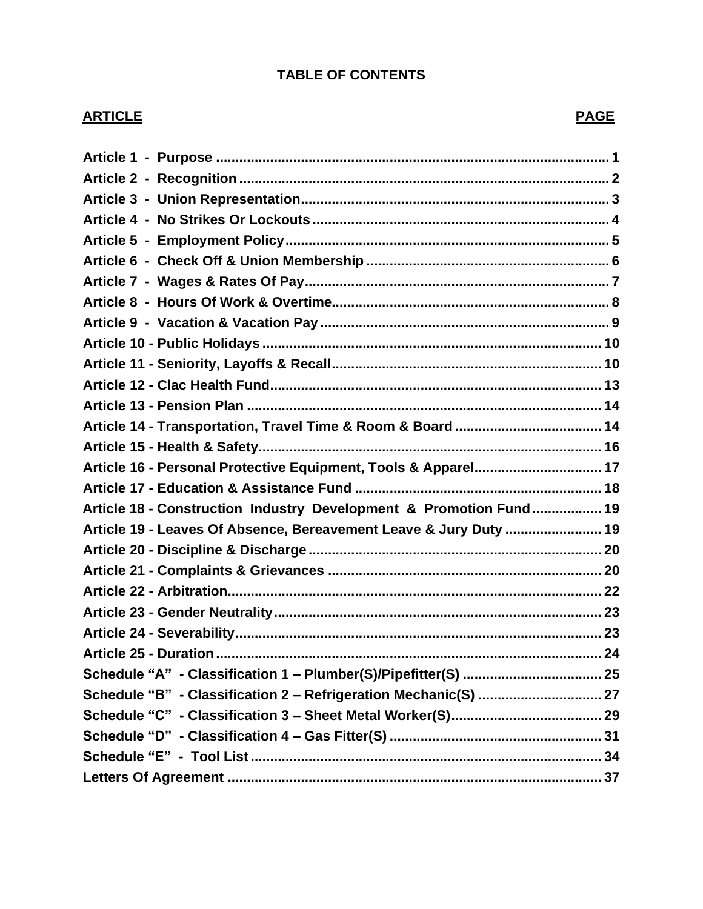# TABLE OF CONTENTS

| ARTICLE | PAGE |
| --- | --- |
| Article 1 - Purpose | 1 |
| Article 2 - Recognition | 2 |
| Article 3 - Union Representation | 3 |
| Article 4 - No Strikes Or Lockouts | 4 |
| Article 5 - Employment Policy | 5 |
| Article 6 - Check Off & Union Membership | 6 |
| Article 7 - Wages & Rates Of Pay | 7 |
| Article 8 - Hours Of Work & Overtime | 8 |
| Article 9 - Vacation & Vacation Pay | 9 |
| Article 10 - Public Holidays | 10 |
| Article 11 - Seniority, Layoffs & Recall | 10 |
| Article 12 - Clac Health Fund | 13 |
| Article 13 - Pension Plan | 14 |
| Article 14 - Transportation, Travel Time & Room & Board | 14 |
| Article 15 - Health & Safety | 16 |
| Article 16 - Personal Protective Equipment, Tools & Apparel | 17 |
| Article 17 - Education & Assistance Fund | 18 |
| Article 18 - Construction Industry Development & Promotion Fund | 19 |
| Article 19 - Leaves Of Absence, Bereavement Leave & Jury Duty | 19 |
| Article 20 - Discipline & Discharge | 20 |
| Article 21 - Complaints & Grievances | 20 |
| Article 22 - Arbitration | 22 |
| Article 23 - Gender Neutrality | 23 |
| Article 24 - Severability | 23 |
| Article 25 - Duration | 24 |
| Schedule "A" - Classification 1 – Plumber(S)/Pipefitter(S) | 25 |
| Schedule "B" - Classification 2 – Refrigeration Mechanic(S) | 27 |
| Schedule "C" - Classification 3 – Sheet Metal Worker(S) | 29 |
| Schedule "D" - Classification 4 – Gas Fitter(S) | 31 |
| Schedule "E" - Tool List | 34 |
| Letters Of Agreement | 37 |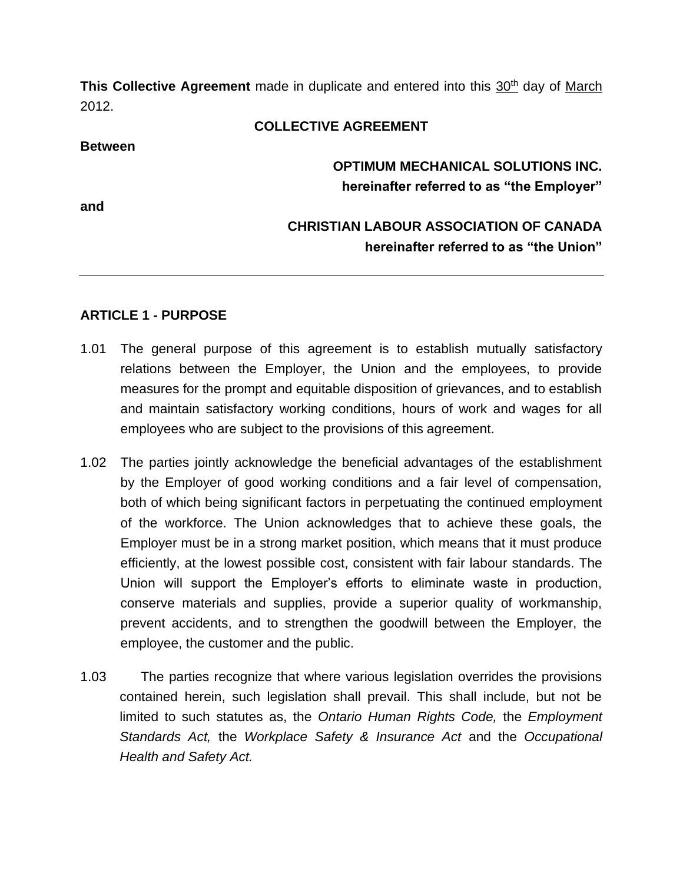**This Collective Agreement** made in duplicate and entered into this 30th day of March 2012.

**COLLECTIVE AGREEMENT**

**Between**

**OPTIMUM MECHANICAL SOLUTIONS INC.**
**hereinafter referred to as "the Employer"**

**and**

**CHRISTIAN LABOUR ASSOCIATION OF CANADA**
**hereinafter referred to as "the Union"**

---

## ARTICLE 1 - PURPOSE

1.01 The general purpose of this agreement is to establish mutually satisfactory relations between the Employer, the Union and the employees, to provide measures for the prompt and equitable disposition of grievances, and to establish and maintain satisfactory working conditions, hours of work and wages for all employees who are subject to the provisions of this agreement.

1.02 The parties jointly acknowledge the beneficial advantages of the establishment by the Employer of good working conditions and a fair level of compensation, both of which being significant factors in perpetuating the continued employment of the workforce. The Union acknowledges that to achieve these goals, the Employer must be in a strong market position, which means that it must produce efficiently, at the lowest possible cost, consistent with fair labour standards. The Union will support the Employer's efforts to eliminate waste in production, conserve materials and supplies, provide a superior quality of workmanship, prevent accidents, and to strengthen the goodwill between the Employer, the employee, the customer and the public.

1.03 The parties recognize that where various legislation overrides the provisions contained herein, such legislation shall prevail. This shall include, but not be limited to such statutes as, the *Ontario Human Rights Code,* the *Employment Standards Act,* the *Workplace Safety & Insurance Act* and the *Occupational Health and Safety Act.*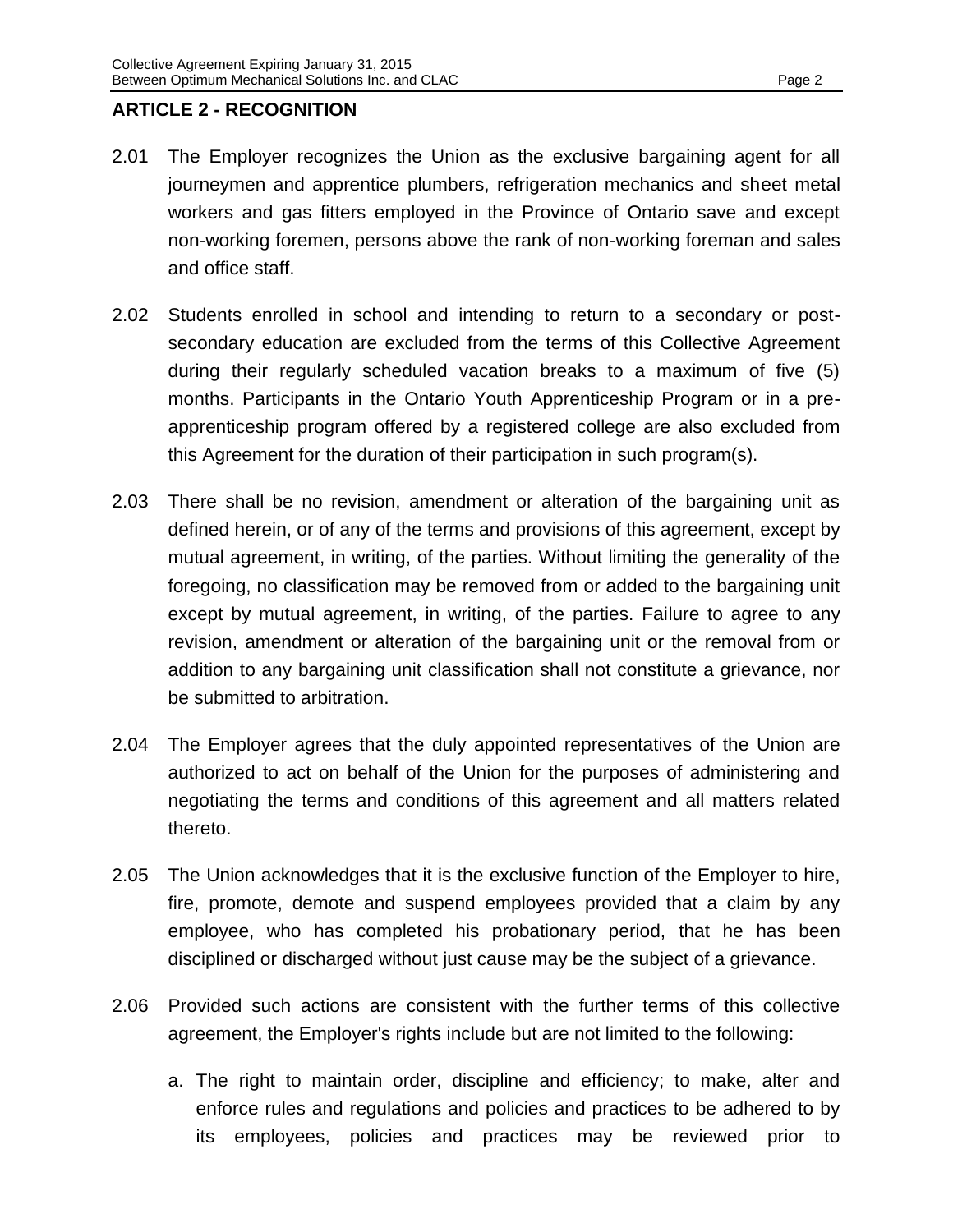## ARTICLE 2 - RECOGNITION

2.01 The Employer recognizes the Union as the exclusive bargaining agent for all journeymen and apprentice plumbers, refrigeration mechanics and sheet metal workers and gas fitters employed in the Province of Ontario save and except non-working foremen, persons above the rank of non-working foreman and sales and office staff.

2.02 Students enrolled in school and intending to return to a secondary or post-secondary education are excluded from the terms of this Collective Agreement during their regularly scheduled vacation breaks to a maximum of five (5) months. Participants in the Ontario Youth Apprenticeship Program or in a pre-apprenticeship program offered by a registered college are also excluded from this Agreement for the duration of their participation in such program(s).

2.03 There shall be no revision, amendment or alteration of the bargaining unit as defined herein, or of any of the terms and provisions of this agreement, except by mutual agreement, in writing, of the parties. Without limiting the generality of the foregoing, no classification may be removed from or added to the bargaining unit except by mutual agreement, in writing, of the parties. Failure to agree to any revision, amendment or alteration of the bargaining unit or the removal from or addition to any bargaining unit classification shall not constitute a grievance, nor be submitted to arbitration.

2.04 The Employer agrees that the duly appointed representatives of the Union are authorized to act on behalf of the Union for the purposes of administering and negotiating the terms and conditions of this agreement and all matters related thereto.

2.05 The Union acknowledges that it is the exclusive function of the Employer to hire, fire, promote, demote and suspend employees provided that a claim by any employee, who has completed his probationary period, that he has been disciplined or discharged without just cause may be the subject of a grievance.

2.06 Provided such actions are consistent with the further terms of this collective agreement, the Employer's rights include but are not limited to the following:

a. The right to maintain order, discipline and efficiency; to make, alter and enforce rules and regulations and policies and practices to be adhered to by its employees, policies and practices may be reviewed prior to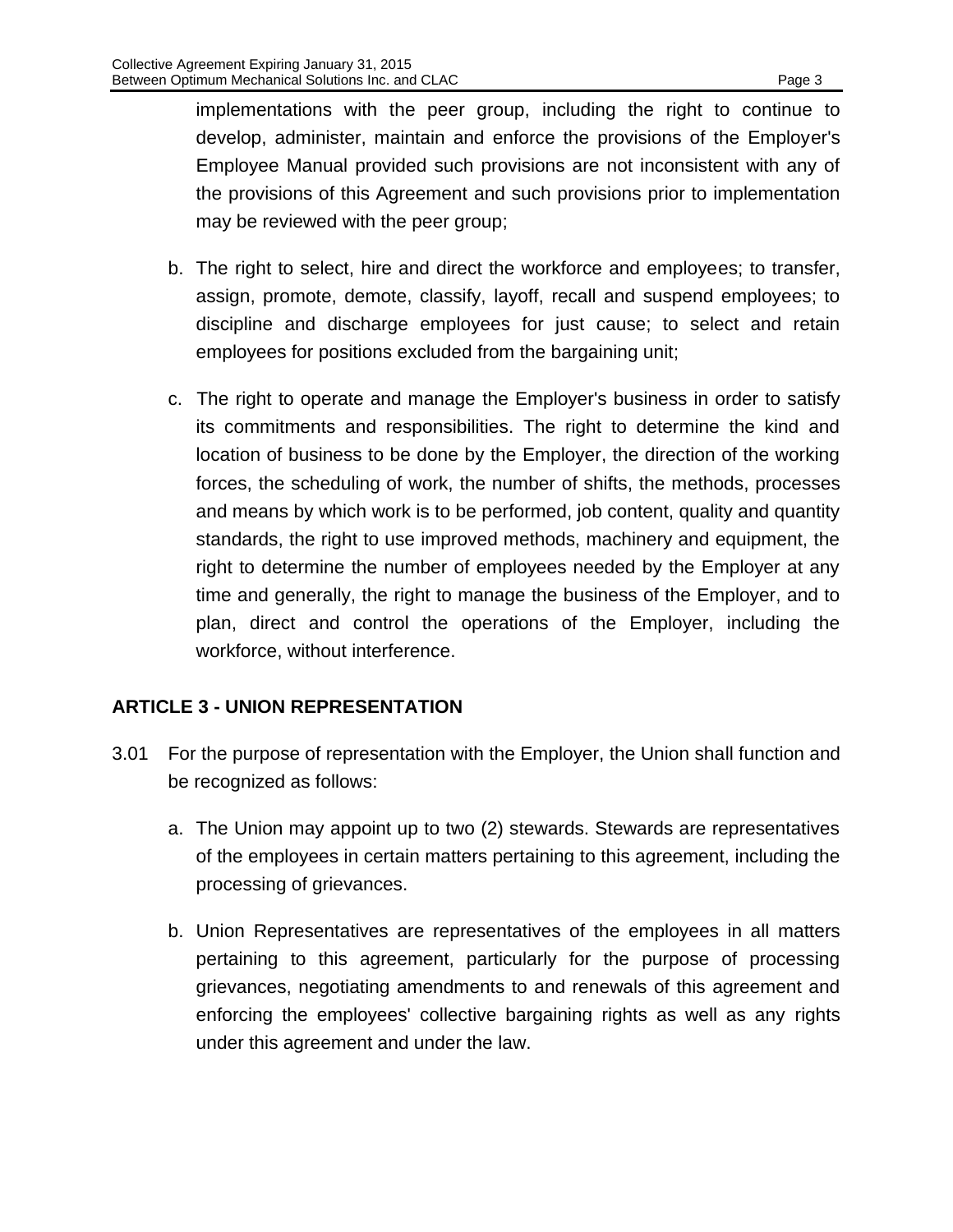implementations with the peer group, including the right to continue to develop, administer, maintain and enforce the provisions of the Employer's Employee Manual provided such provisions are not inconsistent with any of the provisions of this Agreement and such provisions prior to implementation may be reviewed with the peer group;

b. The right to select, hire and direct the workforce and employees; to transfer, assign, promote, demote, classify, layoff, recall and suspend employees; to discipline and discharge employees for just cause; to select and retain employees for positions excluded from the bargaining unit;

c. The right to operate and manage the Employer's business in order to satisfy its commitments and responsibilities. The right to determine the kind and location of business to be done by the Employer, the direction of the working forces, the scheduling of work, the number of shifts, the methods, processes and means by which work is to be performed, job content, quality and quantity standards, the right to use improved methods, machinery and equipment, the right to determine the number of employees needed by the Employer at any time and generally, the right to manage the business of the Employer, and to plan, direct and control the operations of the Employer, including the workforce, without interference.

## ARTICLE 3 - UNION REPRESENTATION

3.01 For the purpose of representation with the Employer, the Union shall function and be recognized as follows:

a. The Union may appoint up to two (2) stewards. Stewards are representatives of the employees in certain matters pertaining to this agreement, including the processing of grievances.

b. Union Representatives are representatives of the employees in all matters pertaining to this agreement, particularly for the purpose of processing grievances, negotiating amendments to and renewals of this agreement and enforcing the employees' collective bargaining rights as well as any rights under this agreement and under the law.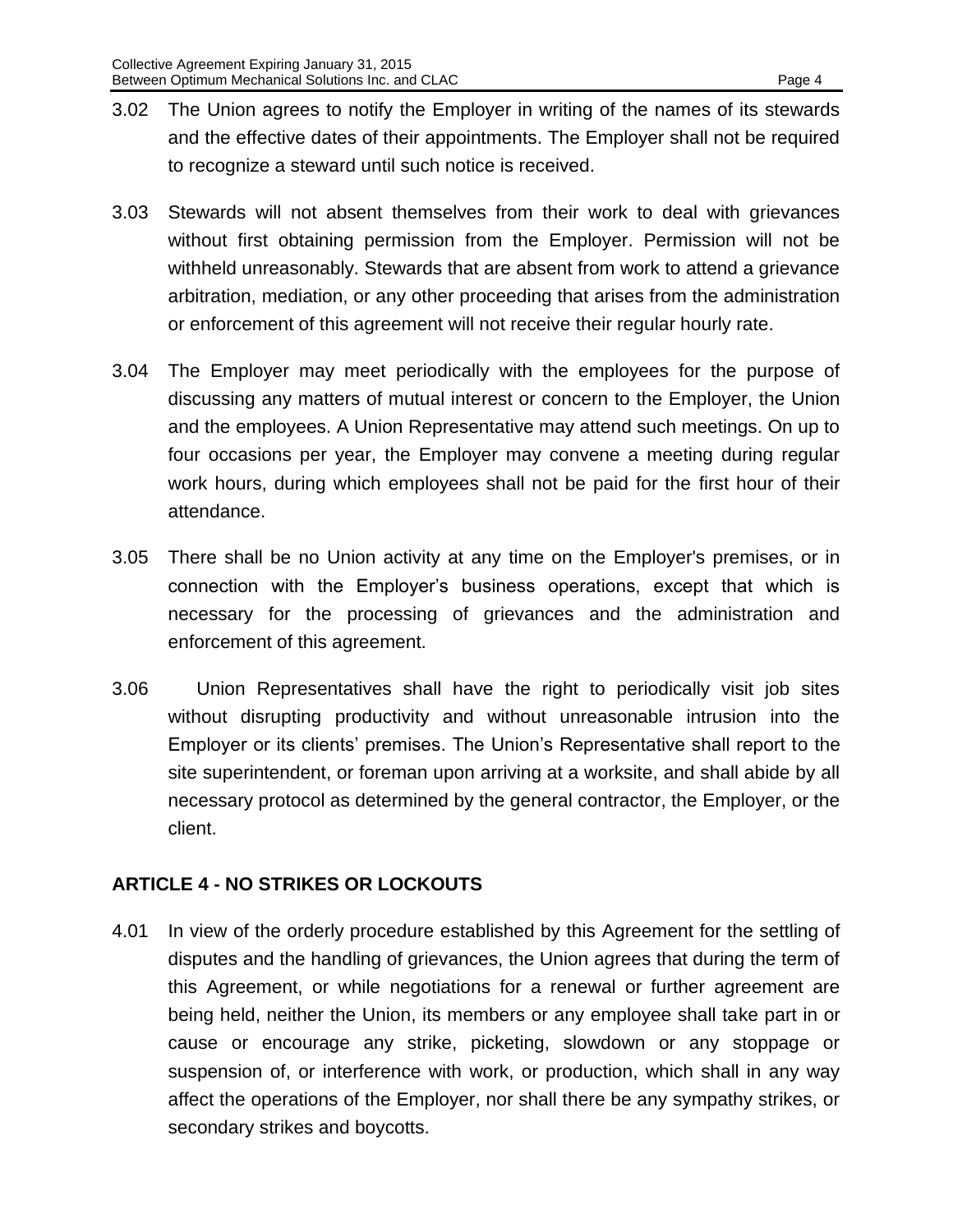3.02 The Union agrees to notify the Employer in writing of the names of its stewards and the effective dates of their appointments. The Employer shall not be required to recognize a steward until such notice is received.

3.03 Stewards will not absent themselves from their work to deal with grievances without first obtaining permission from the Employer. Permission will not be withheld unreasonably. Stewards that are absent from work to attend a grievance arbitration, mediation, or any other proceeding that arises from the administration or enforcement of this agreement will not receive their regular hourly rate.

3.04 The Employer may meet periodically with the employees for the purpose of discussing any matters of mutual interest or concern to the Employer, the Union and the employees. A Union Representative may attend such meetings. On up to four occasions per year, the Employer may convene a meeting during regular work hours, during which employees shall not be paid for the first hour of their attendance.

3.05 There shall be no Union activity at any time on the Employer's premises, or in connection with the Employer's business operations, except that which is necessary for the processing of grievances and the administration and enforcement of this agreement.

3.06 Union Representatives shall have the right to periodically visit job sites without disrupting productivity and without unreasonable intrusion into the Employer or its clients' premises. The Union's Representative shall report to the site superintendent, or foreman upon arriving at a worksite, and shall abide by all necessary protocol as determined by the general contractor, the Employer, or the client.

## ARTICLE 4 - NO STRIKES OR LOCKOUTS

4.01 In view of the orderly procedure established by this Agreement for the settling of disputes and the handling of grievances, the Union agrees that during the term of this Agreement, or while negotiations for a renewal or further agreement are being held, neither the Union, its members or any employee shall take part in or cause or encourage any strike, picketing, slowdown or any stoppage or suspension of, or interference with work, or production, which shall in any way affect the operations of the Employer, nor shall there be any sympathy strikes, or secondary strikes and boycotts.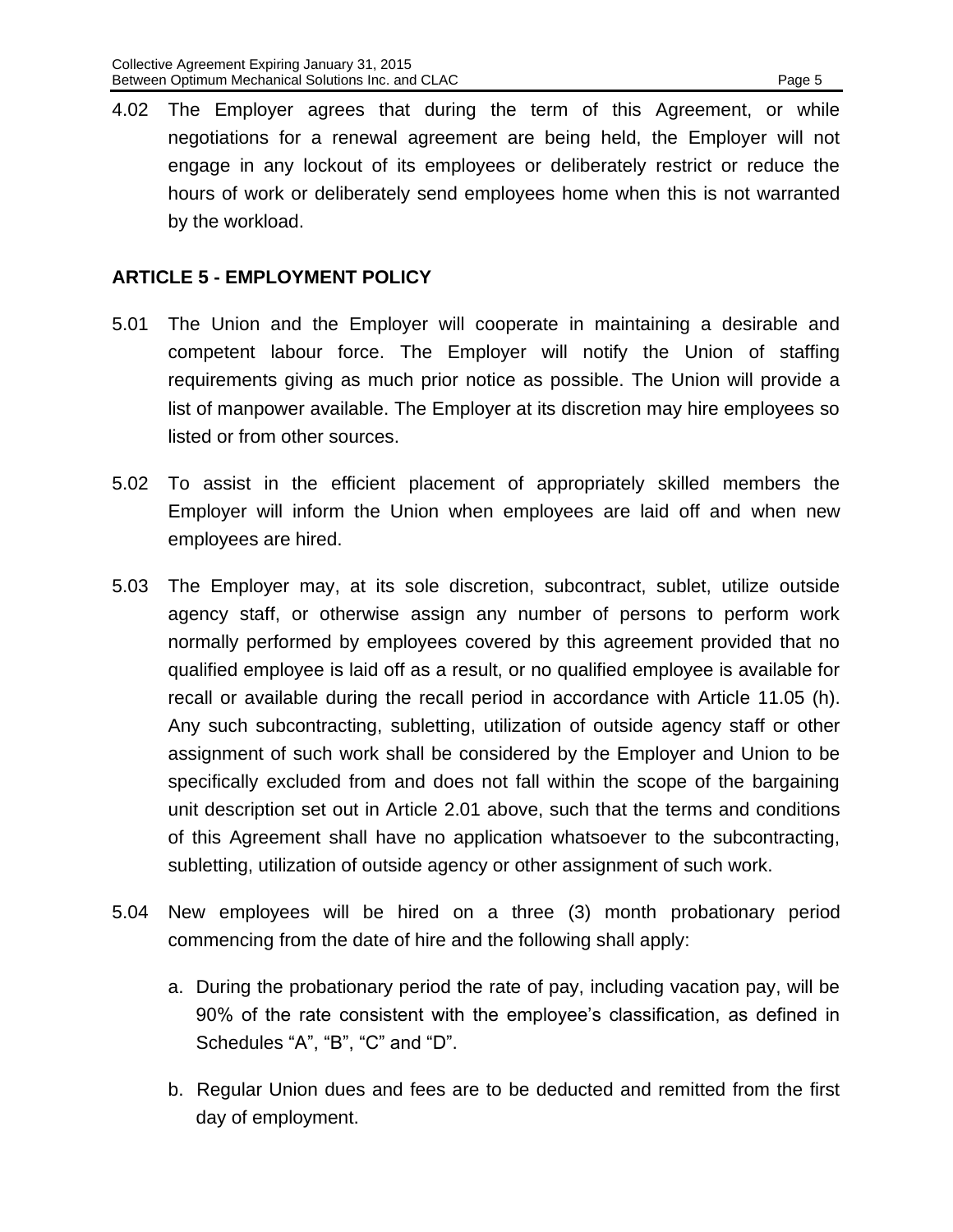4.02 The Employer agrees that during the term of this Agreement, or while negotiations for a renewal agreement are being held, the Employer will not engage in any lockout of its employees or deliberately restrict or reduce the hours of work or deliberately send employees home when this is not warranted by the workload.

## ARTICLE 5 - EMPLOYMENT POLICY

5.01 The Union and the Employer will cooperate in maintaining a desirable and competent labour force. The Employer will notify the Union of staffing requirements giving as much prior notice as possible. The Union will provide a list of manpower available. The Employer at its discretion may hire employees so listed or from other sources.

5.02 To assist in the efficient placement of appropriately skilled members the Employer will inform the Union when employees are laid off and when new employees are hired.

5.03 The Employer may, at its sole discretion, subcontract, sublet, utilize outside agency staff, or otherwise assign any number of persons to perform work normally performed by employees covered by this agreement provided that no qualified employee is laid off as a result, or no qualified employee is available for recall or available during the recall period in accordance with Article 11.05 (h). Any such subcontracting, subletting, utilization of outside agency staff or other assignment of such work shall be considered by the Employer and Union to be specifically excluded from and does not fall within the scope of the bargaining unit description set out in Article 2.01 above, such that the terms and conditions of this Agreement shall have no application whatsoever to the subcontracting, subletting, utilization of outside agency or other assignment of such work.

5.04 New employees will be hired on a three (3) month probationary period commencing from the date of hire and the following shall apply:

a. During the probationary period the rate of pay, including vacation pay, will be 90% of the rate consistent with the employee's classification, as defined in Schedules "A", "B", "C" and "D".

b. Regular Union dues and fees are to be deducted and remitted from the first day of employment.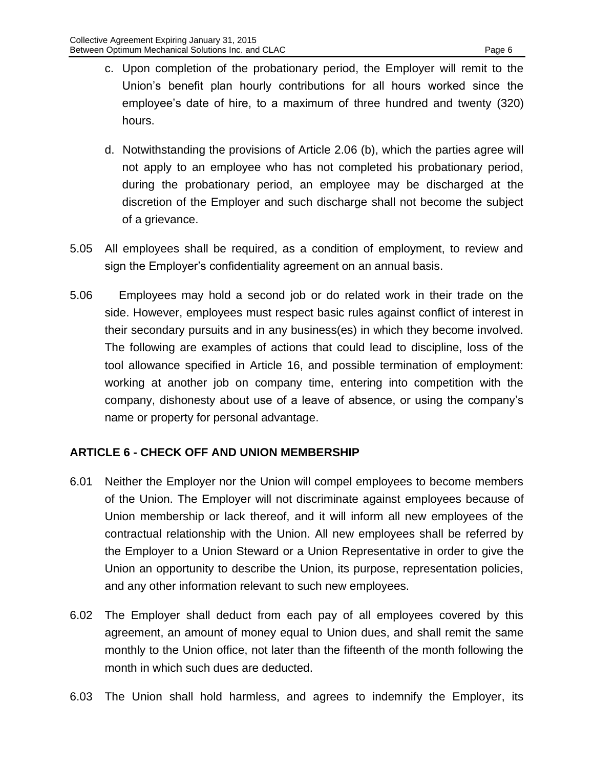c. Upon completion of the probationary period, the Employer will remit to the Union's benefit plan hourly contributions for all hours worked since the employee's date of hire, to a maximum of three hundred and twenty (320) hours.

d. Notwithstanding the provisions of Article 2.06 (b), which the parties agree will not apply to an employee who has not completed his probationary period, during the probationary period, an employee may be discharged at the discretion of the Employer and such discharge shall not become the subject of a grievance.

5.05 All employees shall be required, as a condition of employment, to review and sign the Employer's confidentiality agreement on an annual basis.

5.06 Employees may hold a second job or do related work in their trade on the side. However, employees must respect basic rules against conflict of interest in their secondary pursuits and in any business(es) in which they become involved. The following are examples of actions that could lead to discipline, loss of the tool allowance specified in Article 16, and possible termination of employment: working at another job on company time, entering into competition with the company, dishonesty about use of a leave of absence, or using the company's name or property for personal advantage.

## ARTICLE 6 - CHECK OFF AND UNION MEMBERSHIP

6.01 Neither the Employer nor the Union will compel employees to become members of the Union. The Employer will not discriminate against employees because of Union membership or lack thereof, and it will inform all new employees of the contractual relationship with the Union. All new employees shall be referred by the Employer to a Union Steward or a Union Representative in order to give the Union an opportunity to describe the Union, its purpose, representation policies, and any other information relevant to such new employees.

6.02 The Employer shall deduct from each pay of all employees covered by this agreement, an amount of money equal to Union dues, and shall remit the same monthly to the Union office, not later than the fifteenth of the month following the month in which such dues are deducted.

6.03 The Union shall hold harmless, and agrees to indemnify the Employer, its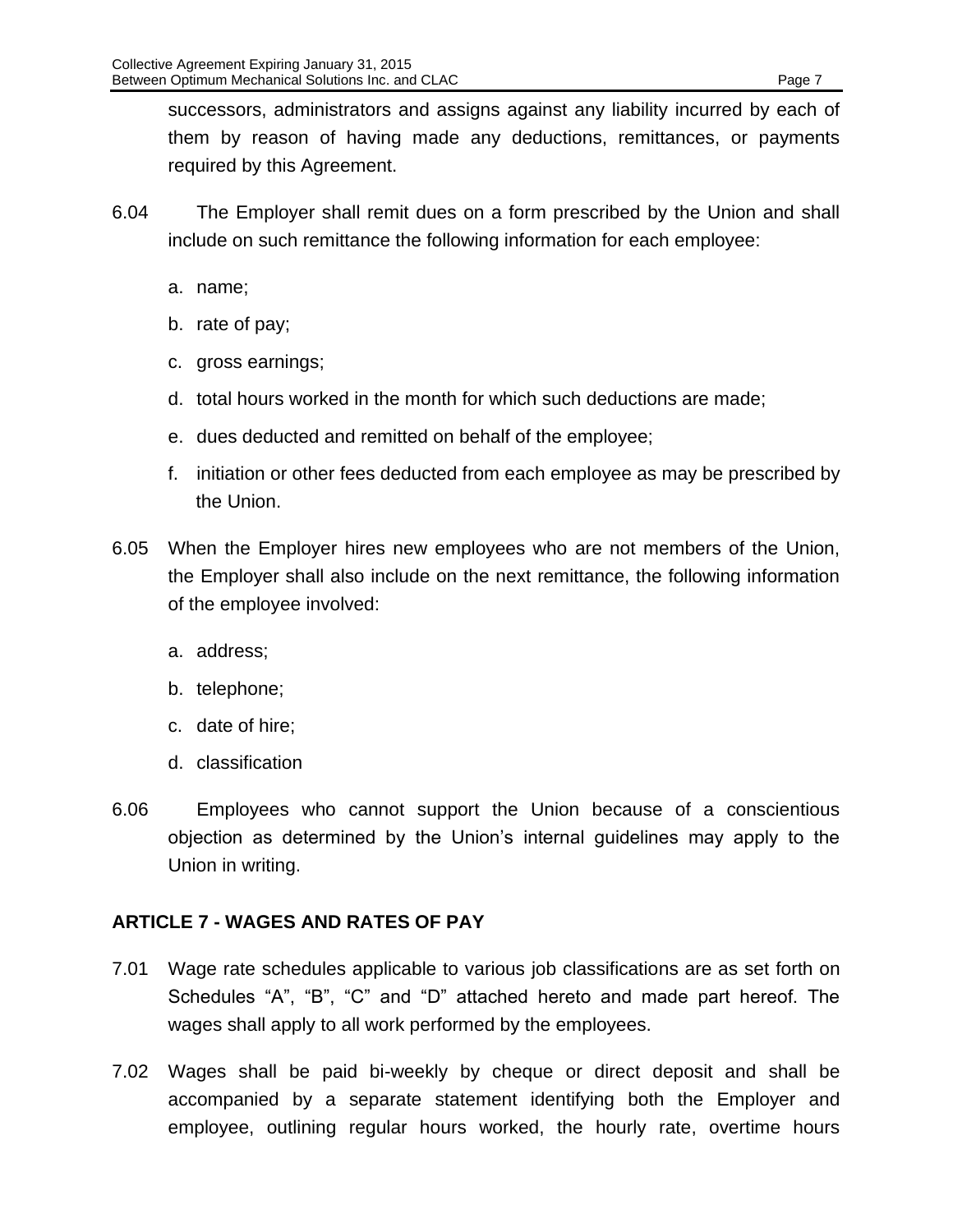successors, administrators and assigns against any liability incurred by each of them by reason of having made any deductions, remittances, or payments required by this Agreement.

6.04 The Employer shall remit dues on a form prescribed by the Union and shall include on such remittance the following information for each employee:

a. name;

b. rate of pay;

c. gross earnings;

d. total hours worked in the month for which such deductions are made;

e. dues deducted and remitted on behalf of the employee;

f. initiation or other fees deducted from each employee as may be prescribed by the Union.

6.05 When the Employer hires new employees who are not members of the Union, the Employer shall also include on the next remittance, the following information of the employee involved:

a. address;

b. telephone;

c. date of hire;

d. classification

6.06 Employees who cannot support the Union because of a conscientious objection as determined by the Union's internal guidelines may apply to the Union in writing.

## ARTICLE 7 - WAGES AND RATES OF PAY

7.01 Wage rate schedules applicable to various job classifications are as set forth on Schedules "A", "B", "C" and "D" attached hereto and made part hereof. The wages shall apply to all work performed by the employees.

7.02 Wages shall be paid bi-weekly by cheque or direct deposit and shall be accompanied by a separate statement identifying both the Employer and employee, outlining regular hours worked, the hourly rate, overtime hours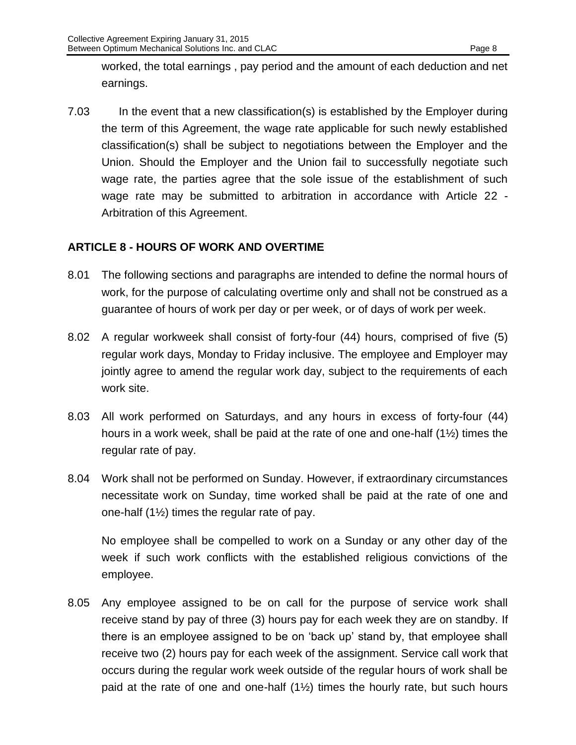worked, the total earnings , pay period and the amount of each deduction and net earnings.

7.03 In the event that a new classification(s) is established by the Employer during the term of this Agreement, the wage rate applicable for such newly established classification(s) shall be subject to negotiations between the Employer and the Union. Should the Employer and the Union fail to successfully negotiate such wage rate, the parties agree that the sole issue of the establishment of such wage rate may be submitted to arbitration in accordance with Article 22 - Arbitration of this Agreement.

## ARTICLE 8 - HOURS OF WORK AND OVERTIME

8.01 The following sections and paragraphs are intended to define the normal hours of work, for the purpose of calculating overtime only and shall not be construed as a guarantee of hours of work per day or per week, or of days of work per week.

8.02 A regular workweek shall consist of forty-four (44) hours, comprised of five (5) regular work days, Monday to Friday inclusive. The employee and Employer may jointly agree to amend the regular work day, subject to the requirements of each work site.

8.03 All work performed on Saturdays, and any hours in excess of forty-four (44) hours in a work week, shall be paid at the rate of one and one-half (1½) times the regular rate of pay.

8.04 Work shall not be performed on Sunday. However, if extraordinary circumstances necessitate work on Sunday, time worked shall be paid at the rate of one and one-half (1½) times the regular rate of pay.

No employee shall be compelled to work on a Sunday or any other day of the week if such work conflicts with the established religious convictions of the employee.

8.05 Any employee assigned to be on call for the purpose of service work shall receive stand by pay of three (3) hours pay for each week they are on standby. If there is an employee assigned to be on 'back up' stand by, that employee shall receive two (2) hours pay for each week of the assignment. Service call work that occurs during the regular work week outside of the regular hours of work shall be paid at the rate of one and one-half (1½) times the hourly rate, but such hours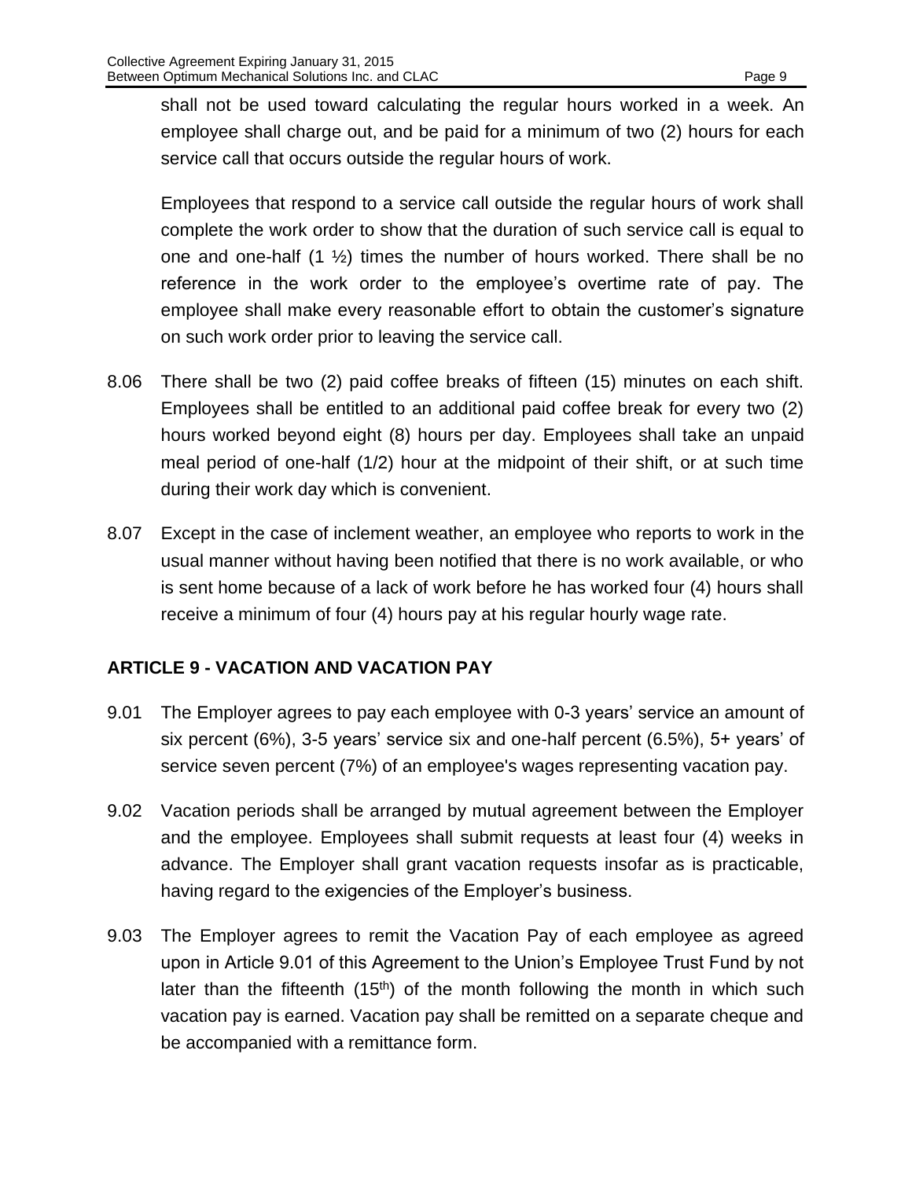shall not be used toward calculating the regular hours worked in a week. An employee shall charge out, and be paid for a minimum of two (2) hours for each service call that occurs outside the regular hours of work.

Employees that respond to a service call outside the regular hours of work shall complete the work order to show that the duration of such service call is equal to one and one-half (1 ½) times the number of hours worked. There shall be no reference in the work order to the employee's overtime rate of pay. The employee shall make every reasonable effort to obtain the customer's signature on such work order prior to leaving the service call.

8.06 There shall be two (2) paid coffee breaks of fifteen (15) minutes on each shift. Employees shall be entitled to an additional paid coffee break for every two (2) hours worked beyond eight (8) hours per day. Employees shall take an unpaid meal period of one-half (1/2) hour at the midpoint of their shift, or at such time during their work day which is convenient.

8.07 Except in the case of inclement weather, an employee who reports to work in the usual manner without having been notified that there is no work available, or who is sent home because of a lack of work before he has worked four (4) hours shall receive a minimum of four (4) hours pay at his regular hourly wage rate.

## ARTICLE 9 - VACATION AND VACATION PAY

9.01 The Employer agrees to pay each employee with 0-3 years' service an amount of six percent (6%), 3-5 years' service six and one-half percent (6.5%), 5+ years' of service seven percent (7%) of an employee's wages representing vacation pay.

9.02 Vacation periods shall be arranged by mutual agreement between the Employer and the employee. Employees shall submit requests at least four (4) weeks in advance. The Employer shall grant vacation requests insofar as is practicable, having regard to the exigencies of the Employer's business.

9.03 The Employer agrees to remit the Vacation Pay of each employee as agreed upon in Article 9.01 of this Agreement to the Union's Employee Trust Fund by not later than the fifteenth (15th) of the month following the month in which such vacation pay is earned. Vacation pay shall be remitted on a separate cheque and be accompanied with a remittance form.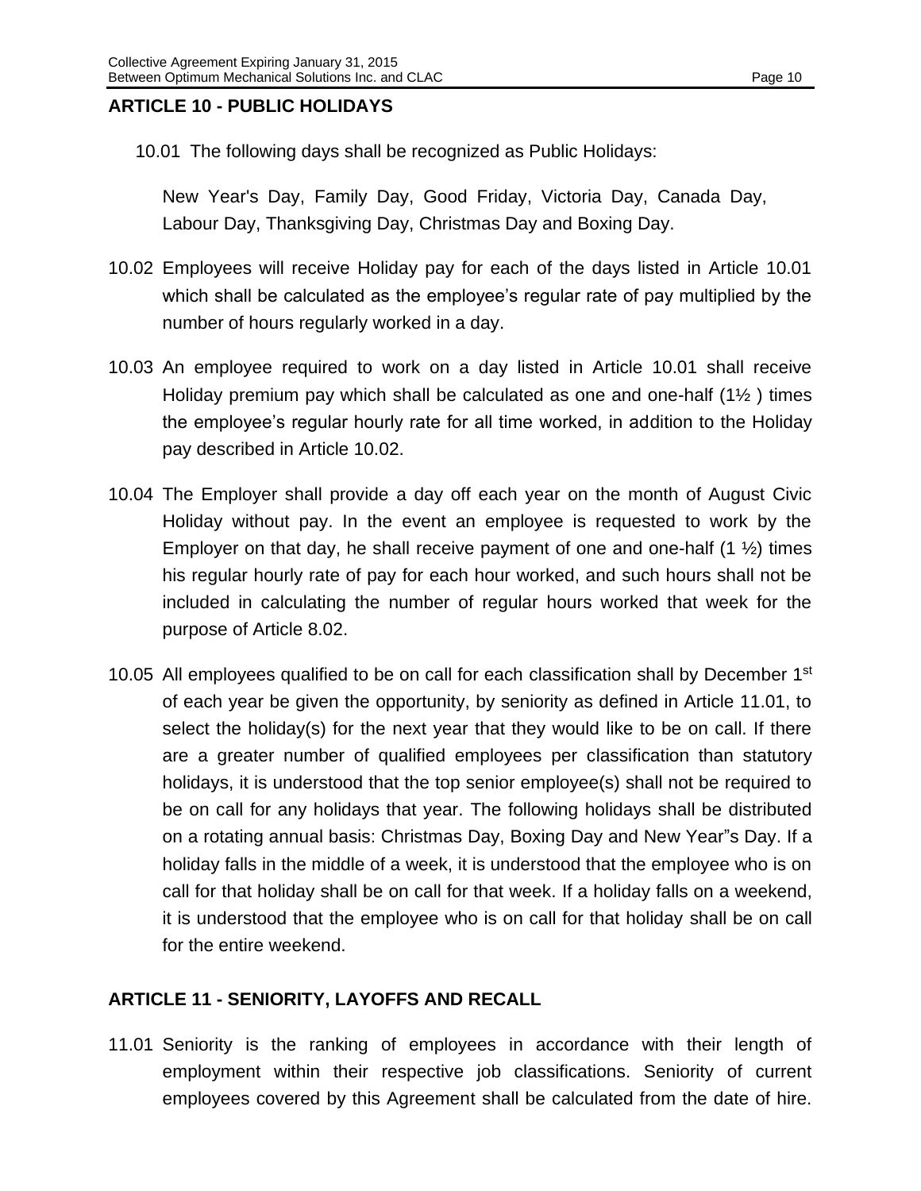## ARTICLE 10 - PUBLIC HOLIDAYS

10.01 The following days shall be recognized as Public Holidays:

New Year's Day, Family Day, Good Friday, Victoria Day, Canada Day, Labour Day, Thanksgiving Day, Christmas Day and Boxing Day.

10.02 Employees will receive Holiday pay for each of the days listed in Article 10.01 which shall be calculated as the employee's regular rate of pay multiplied by the number of hours regularly worked in a day.

10.03 An employee required to work on a day listed in Article 10.01 shall receive Holiday premium pay which shall be calculated as one and one-half (1½ ) times the employee's regular hourly rate for all time worked, in addition to the Holiday pay described in Article 10.02.

10.04 The Employer shall provide a day off each year on the month of August Civic Holiday without pay. In the event an employee is requested to work by the Employer on that day, he shall receive payment of one and one-half (1 ½) times his regular hourly rate of pay for each hour worked, and such hours shall not be included in calculating the number of regular hours worked that week for the purpose of Article 8.02.

10.05 All employees qualified to be on call for each classification shall by December 1st of each year be given the opportunity, by seniority as defined in Article 11.01, to select the holiday(s) for the next year that they would like to be on call. If there are a greater number of qualified employees per classification than statutory holidays, it is understood that the top senior employee(s) shall not be required to be on call for any holidays that year. The following holidays shall be distributed on a rotating annual basis: Christmas Day, Boxing Day and New Year"s Day. If a holiday falls in the middle of a week, it is understood that the employee who is on call for that holiday shall be on call for that week. If a holiday falls on a weekend, it is understood that the employee who is on call for that holiday shall be on call for the entire weekend.

## ARTICLE 11 - SENIORITY, LAYOFFS AND RECALL

11.01 Seniority is the ranking of employees in accordance with their length of employment within their respective job classifications. Seniority of current employees covered by this Agreement shall be calculated from the date of hire.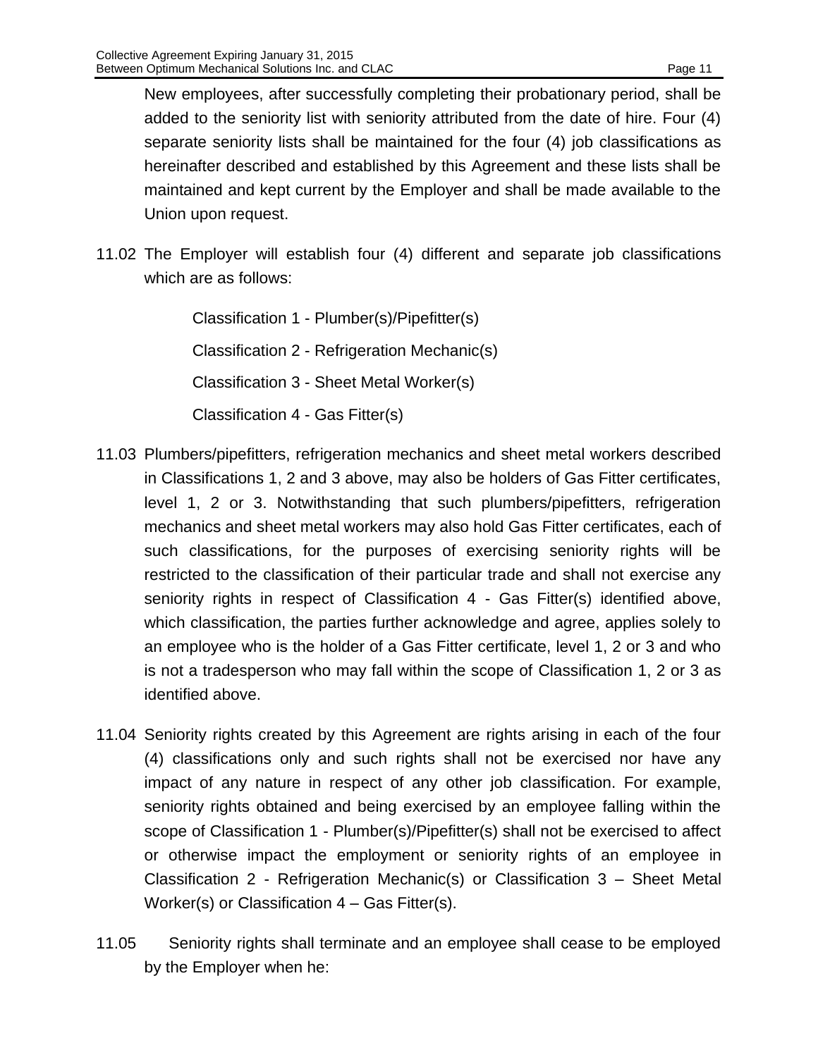New employees, after successfully completing their probationary period, shall be added to the seniority list with seniority attributed from the date of hire. Four (4) separate seniority lists shall be maintained for the four (4) job classifications as hereinafter described and established by this Agreement and these lists shall be maintained and kept current by the Employer and shall be made available to the Union upon request.

11.02 The Employer will establish four (4) different and separate job classifications which are as follows:

Classification 1 - Plumber(s)/Pipefitter(s)

Classification 2 - Refrigeration Mechanic(s)

Classification 3 - Sheet Metal Worker(s)

Classification 4 - Gas Fitter(s)

11.03 Plumbers/pipefitters, refrigeration mechanics and sheet metal workers described in Classifications 1, 2 and 3 above, may also be holders of Gas Fitter certificates, level 1, 2 or 3. Notwithstanding that such plumbers/pipefitters, refrigeration mechanics and sheet metal workers may also hold Gas Fitter certificates, each of such classifications, for the purposes of exercising seniority rights will be restricted to the classification of their particular trade and shall not exercise any seniority rights in respect of Classification 4 - Gas Fitter(s) identified above, which classification, the parties further acknowledge and agree, applies solely to an employee who is the holder of a Gas Fitter certificate, level 1, 2 or 3 and who is not a tradesperson who may fall within the scope of Classification 1, 2 or 3 as identified above.

11.04 Seniority rights created by this Agreement are rights arising in each of the four (4) classifications only and such rights shall not be exercised nor have any impact of any nature in respect of any other job classification. For example, seniority rights obtained and being exercised by an employee falling within the scope of Classification 1 - Plumber(s)/Pipefitter(s) shall not be exercised to affect or otherwise impact the employment or seniority rights of an employee in Classification 2 - Refrigeration Mechanic(s) or Classification 3 – Sheet Metal Worker(s) or Classification 4 – Gas Fitter(s).

11.05 Seniority rights shall terminate and an employee shall cease to be employed by the Employer when he: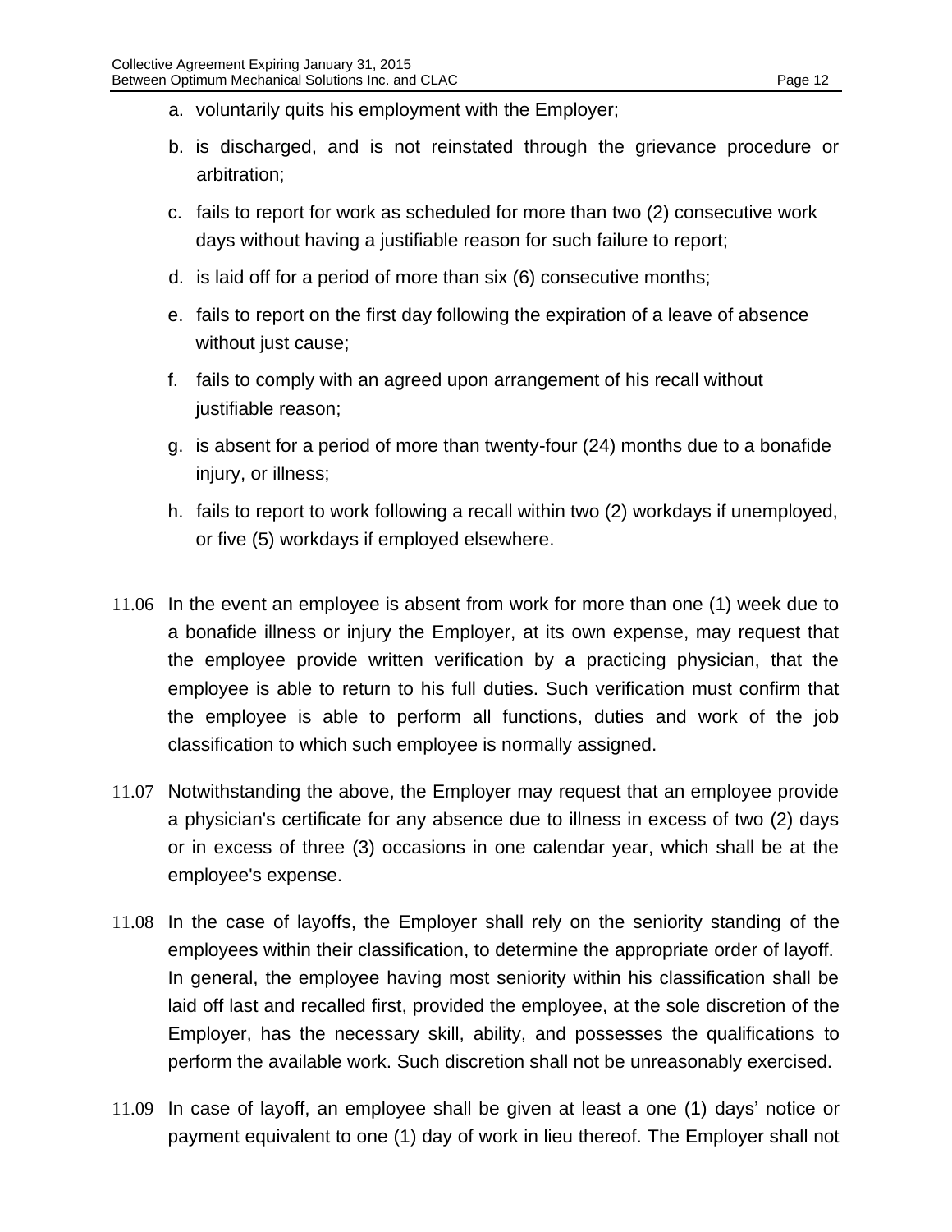a. voluntarily quits his employment with the Employer;

b. is discharged, and is not reinstated through the grievance procedure or arbitration;

c. fails to report for work as scheduled for more than two (2) consecutive work days without having a justifiable reason for such failure to report;

d. is laid off for a period of more than six (6) consecutive months;

e. fails to report on the first day following the expiration of a leave of absence without just cause;

f. fails to comply with an agreed upon arrangement of his recall without justifiable reason;

g. is absent for a period of more than twenty-four (24) months due to a bonafide injury, or illness;

h. fails to report to work following a recall within two (2) workdays if unemployed, or five (5) workdays if employed elsewhere.

11.06 In the event an employee is absent from work for more than one (1) week due to a bonafide illness or injury the Employer, at its own expense, may request that the employee provide written verification by a practicing physician, that the employee is able to return to his full duties. Such verification must confirm that the employee is able to perform all functions, duties and work of the job classification to which such employee is normally assigned.

11.07 Notwithstanding the above, the Employer may request that an employee provide a physician's certificate for any absence due to illness in excess of two (2) days or in excess of three (3) occasions in one calendar year, which shall be at the employee's expense.

11.08 In the case of layoffs, the Employer shall rely on the seniority standing of the employees within their classification, to determine the appropriate order of layoff. In general, the employee having most seniority within his classification shall be laid off last and recalled first, provided the employee, at the sole discretion of the Employer, has the necessary skill, ability, and possesses the qualifications to perform the available work. Such discretion shall not be unreasonably exercised.

11.09 In case of layoff, an employee shall be given at least a one (1) days' notice or payment equivalent to one (1) day of work in lieu thereof. The Employer shall not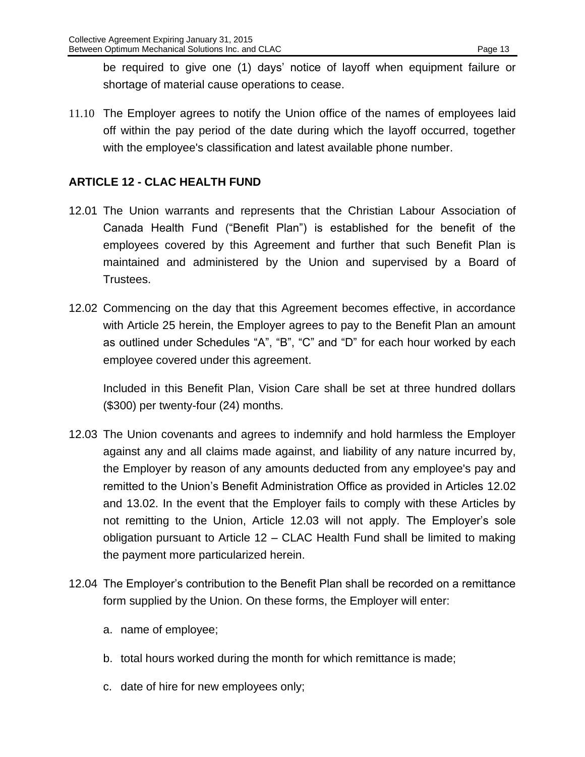be required to give one (1) days' notice of layoff when equipment failure or shortage of material cause operations to cease.

11.10 The Employer agrees to notify the Union office of the names of employees laid off within the pay period of the date during which the layoff occurred, together with the employee's classification and latest available phone number.

## ARTICLE 12 - CLAC HEALTH FUND

12.01 The Union warrants and represents that the Christian Labour Association of Canada Health Fund ("Benefit Plan") is established for the benefit of the employees covered by this Agreement and further that such Benefit Plan is maintained and administered by the Union and supervised by a Board of Trustees.

12.02 Commencing on the day that this Agreement becomes effective, in accordance with Article 25 herein, the Employer agrees to pay to the Benefit Plan an amount as outlined under Schedules "A", "B", "C" and "D" for each hour worked by each employee covered under this agreement.

Included in this Benefit Plan, Vision Care shall be set at three hundred dollars ($300) per twenty-four (24) months.

12.03 The Union covenants and agrees to indemnify and hold harmless the Employer against any and all claims made against, and liability of any nature incurred by, the Employer by reason of any amounts deducted from any employee's pay and remitted to the Union's Benefit Administration Office as provided in Articles 12.02 and 13.02. In the event that the Employer fails to comply with these Articles by not remitting to the Union, Article 12.03 will not apply. The Employer's sole obligation pursuant to Article 12 – CLAC Health Fund shall be limited to making the payment more particularized herein.

12.04 The Employer's contribution to the Benefit Plan shall be recorded on a remittance form supplied by the Union. On these forms, the Employer will enter:

a. name of employee;

b. total hours worked during the month for which remittance is made;

c. date of hire for new employees only;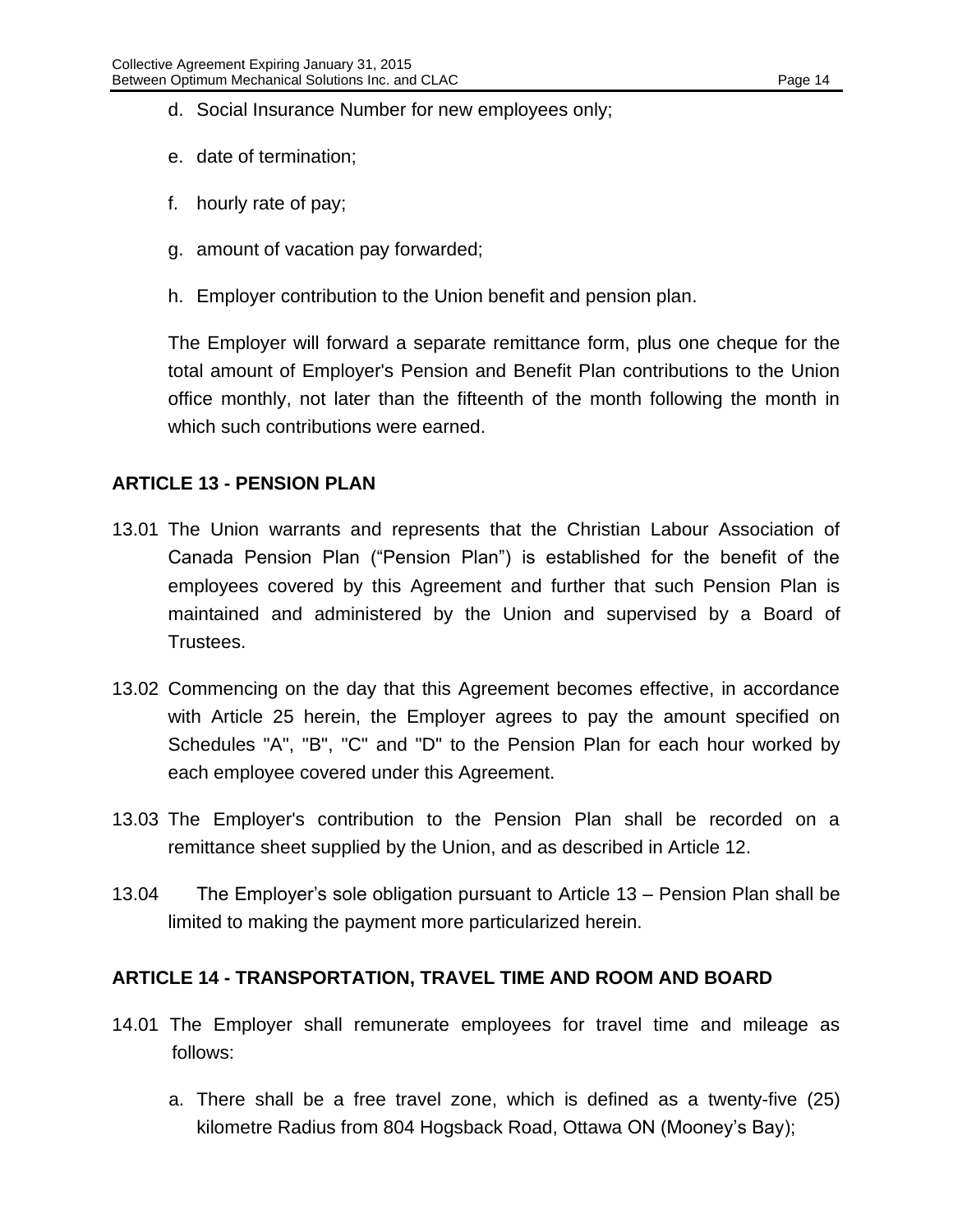d. Social Insurance Number for new employees only;

e. date of termination;

f. hourly rate of pay;

g. amount of vacation pay forwarded;

h. Employer contribution to the Union benefit and pension plan.

The Employer will forward a separate remittance form, plus one cheque for the total amount of Employer's Pension and Benefit Plan contributions to the Union office monthly, not later than the fifteenth of the month following the month in which such contributions were earned.

## ARTICLE 13 - PENSION PLAN

13.01 The Union warrants and represents that the Christian Labour Association of Canada Pension Plan ("Pension Plan") is established for the benefit of the employees covered by this Agreement and further that such Pension Plan is maintained and administered by the Union and supervised by a Board of Trustees.

13.02 Commencing on the day that this Agreement becomes effective, in accordance with Article 25 herein, the Employer agrees to pay the amount specified on Schedules "A", "B", "C" and "D" to the Pension Plan for each hour worked by each employee covered under this Agreement.

13.03 The Employer's contribution to the Pension Plan shall be recorded on a remittance sheet supplied by the Union, and as described in Article 12.

13.04 The Employer's sole obligation pursuant to Article 13 – Pension Plan shall be limited to making the payment more particularized herein.

## ARTICLE 14 - TRANSPORTATION, TRAVEL TIME AND ROOM AND BOARD

14.01 The Employer shall remunerate employees for travel time and mileage as follows:

a. There shall be a free travel zone, which is defined as a twenty-five (25) kilometre Radius from 804 Hogsback Road, Ottawa ON (Mooney's Bay);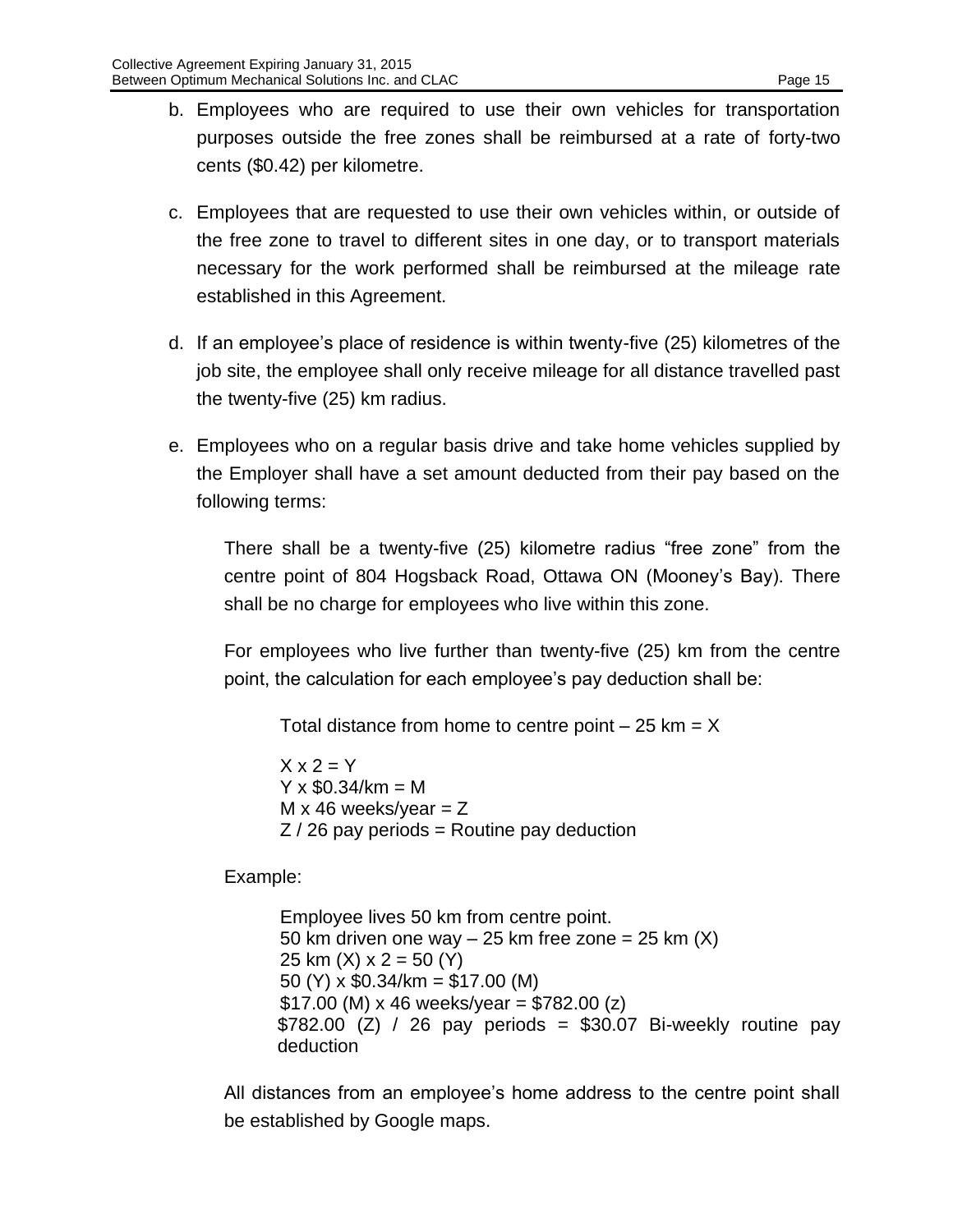b. Employees who are required to use their own vehicles for transportation purposes outside the free zones shall be reimbursed at a rate of forty-two cents ($0.42) per kilometre.

c. Employees that are requested to use their own vehicles within, or outside of the free zone to travel to different sites in one day, or to transport materials necessary for the work performed shall be reimbursed at the mileage rate established in this Agreement.

d. If an employee's place of residence is within twenty-five (25) kilometres of the job site, the employee shall only receive mileage for all distance travelled past the twenty-five (25) km radius.

e. Employees who on a regular basis drive and take home vehicles supplied by the Employer shall have a set amount deducted from their pay based on the following terms:

   There shall be a twenty-five (25) kilometre radius "free zone" from the centre point of 804 Hogsback Road, Ottawa ON (Mooney's Bay). There shall be no charge for employees who live within this zone.

   For employees who live further than twenty-five (25) km from the centre point, the calculation for each employee's pay deduction shall be:

   > Total distance from home to centre point – 25 km = X
   >
   > X x 2 = Y
   > Y x $0.34/km = M
   > M x 46 weeks/year = Z
   > Z / 26 pay periods = Routine pay deduction

   Example:

   > Employee lives 50 km from centre point.
   > 50 km driven one way – 25 km free zone = 25 km (X)
   > 25 km (X) x 2 = 50 (Y)
   > 50 (Y) x $0.34/km = $17.00 (M)
   > $17.00 (M) x 46 weeks/year = $782.00 (z)
   > $782.00 (Z) / 26 pay periods = $30.07 Bi-weekly routine pay deduction

   All distances from an employee's home address to the centre point shall be established by Google maps.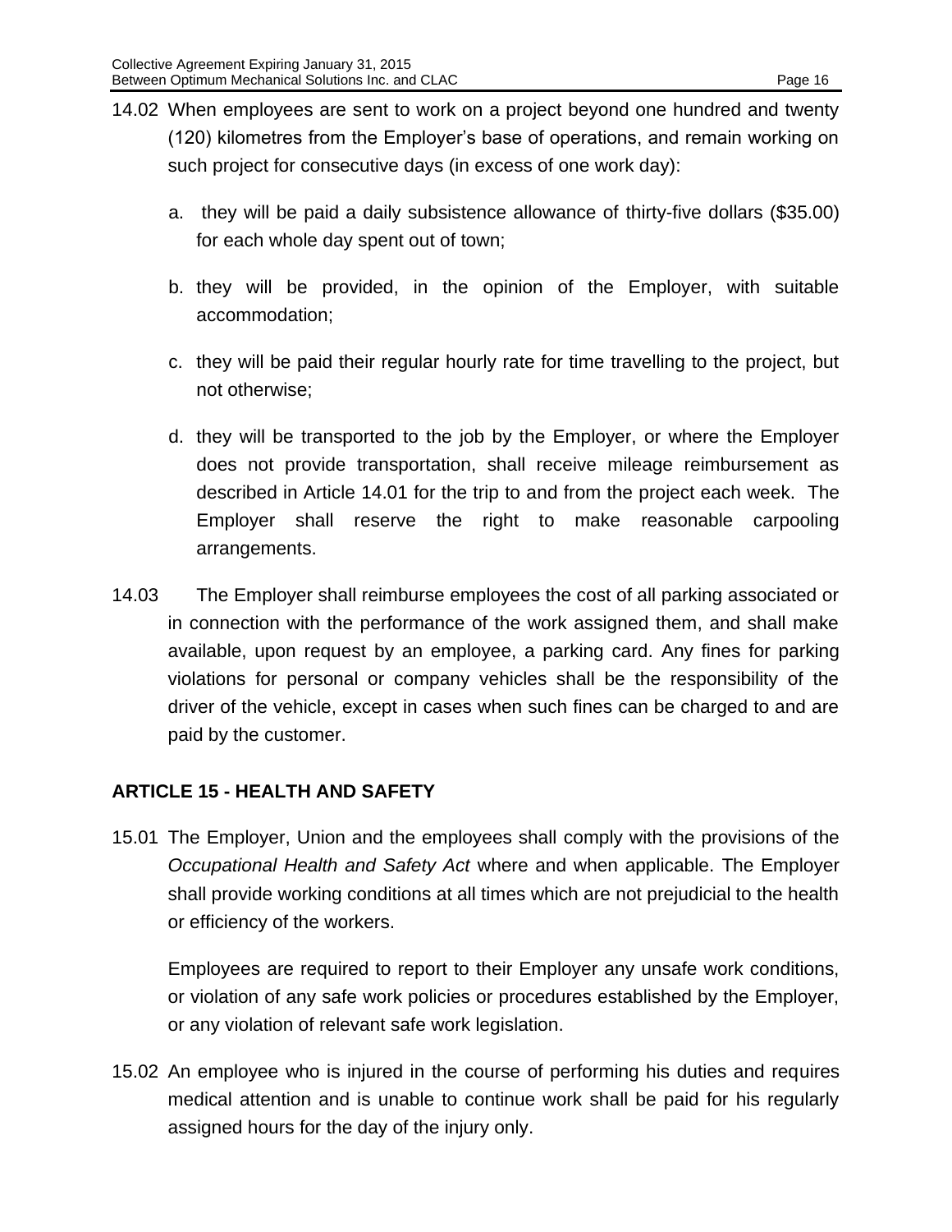14.02 When employees are sent to work on a project beyond one hundred and twenty (120) kilometres from the Employer's base of operations, and remain working on such project for consecutive days (in excess of one work day):

a. they will be paid a daily subsistence allowance of thirty-five dollars ($35.00) for each whole day spent out of town;

b. they will be provided, in the opinion of the Employer, with suitable accommodation;

c. they will be paid their regular hourly rate for time travelling to the project, but not otherwise;

d. they will be transported to the job by the Employer, or where the Employer does not provide transportation, shall receive mileage reimbursement as described in Article 14.01 for the trip to and from the project each week. The Employer shall reserve the right to make reasonable carpooling arrangements.

14.03 The Employer shall reimburse employees the cost of all parking associated or in connection with the performance of the work assigned them, and shall make available, upon request by an employee, a parking card. Any fines for parking violations for personal or company vehicles shall be the responsibility of the driver of the vehicle, except in cases when such fines can be charged to and are paid by the customer.

## ARTICLE 15 - HEALTH AND SAFETY

15.01 The Employer, Union and the employees shall comply with the provisions of the *Occupational Health and Safety Act* where and when applicable. The Employer shall provide working conditions at all times which are not prejudicial to the health or efficiency of the workers.

Employees are required to report to their Employer any unsafe work conditions, or violation of any safe work policies or procedures established by the Employer, or any violation of relevant safe work legislation.

15.02 An employee who is injured in the course of performing his duties and requires medical attention and is unable to continue work shall be paid for his regularly assigned hours for the day of the injury only.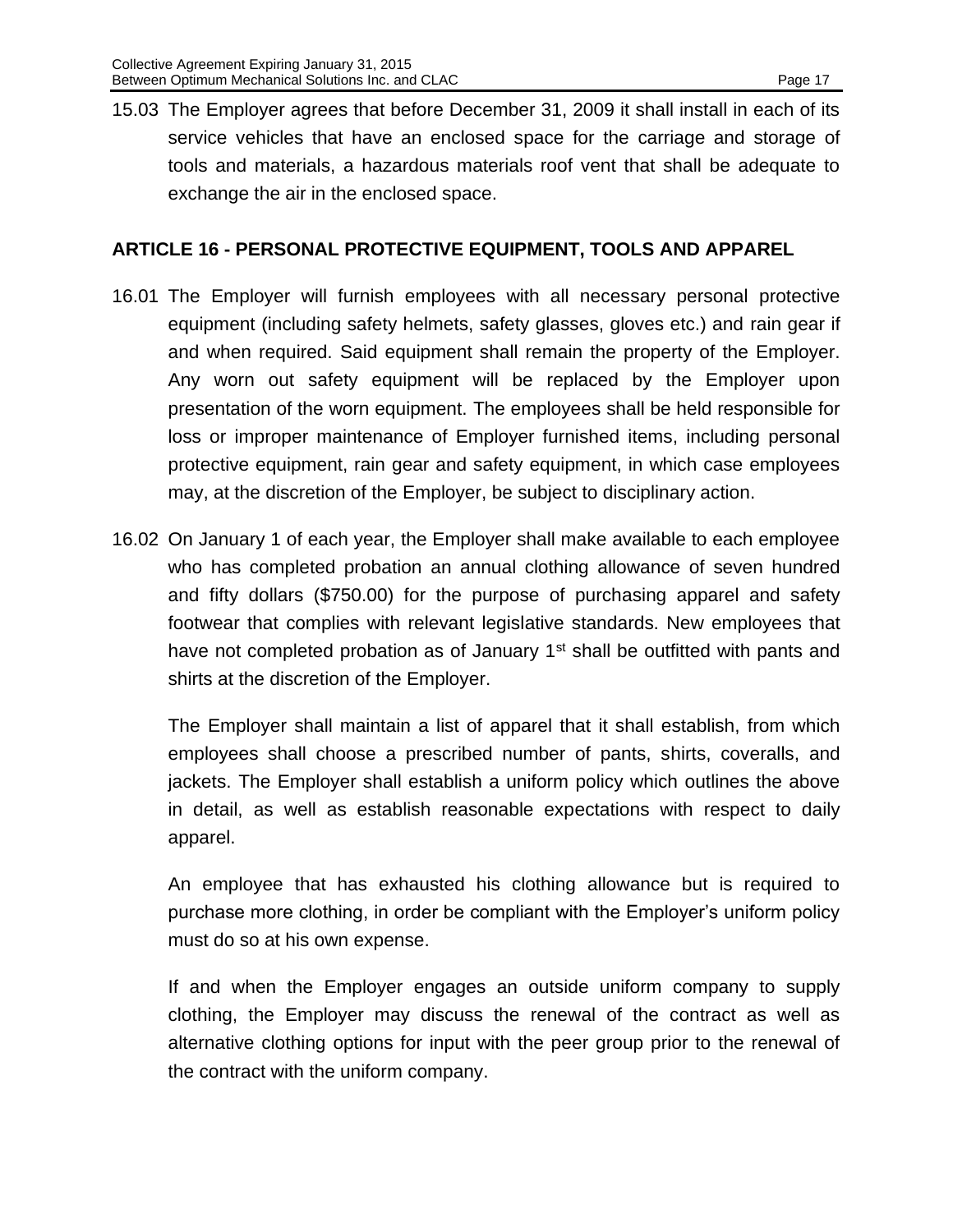15.03 The Employer agrees that before December 31, 2009 it shall install in each of its service vehicles that have an enclosed space for the carriage and storage of tools and materials, a hazardous materials roof vent that shall be adequate to exchange the air in the enclosed space.

## ARTICLE 16 - PERSONAL PROTECTIVE EQUIPMENT, TOOLS AND APPAREL

16.01 The Employer will furnish employees with all necessary personal protective equipment (including safety helmets, safety glasses, gloves etc.) and rain gear if and when required. Said equipment shall remain the property of the Employer. Any worn out safety equipment will be replaced by the Employer upon presentation of the worn equipment. The employees shall be held responsible for loss or improper maintenance of Employer furnished items, including personal protective equipment, rain gear and safety equipment, in which case employees may, at the discretion of the Employer, be subject to disciplinary action.

16.02 On January 1 of each year, the Employer shall make available to each employee who has completed probation an annual clothing allowance of seven hundred and fifty dollars ($750.00) for the purpose of purchasing apparel and safety footwear that complies with relevant legislative standards. New employees that have not completed probation as of January 1st shall be outfitted with pants and shirts at the discretion of the Employer.

The Employer shall maintain a list of apparel that it shall establish, from which employees shall choose a prescribed number of pants, shirts, coveralls, and jackets. The Employer shall establish a uniform policy which outlines the above in detail, as well as establish reasonable expectations with respect to daily apparel.

An employee that has exhausted his clothing allowance but is required to purchase more clothing, in order be compliant with the Employer's uniform policy must do so at his own expense.

If and when the Employer engages an outside uniform company to supply clothing, the Employer may discuss the renewal of the contract as well as alternative clothing options for input with the peer group prior to the renewal of the contract with the uniform company.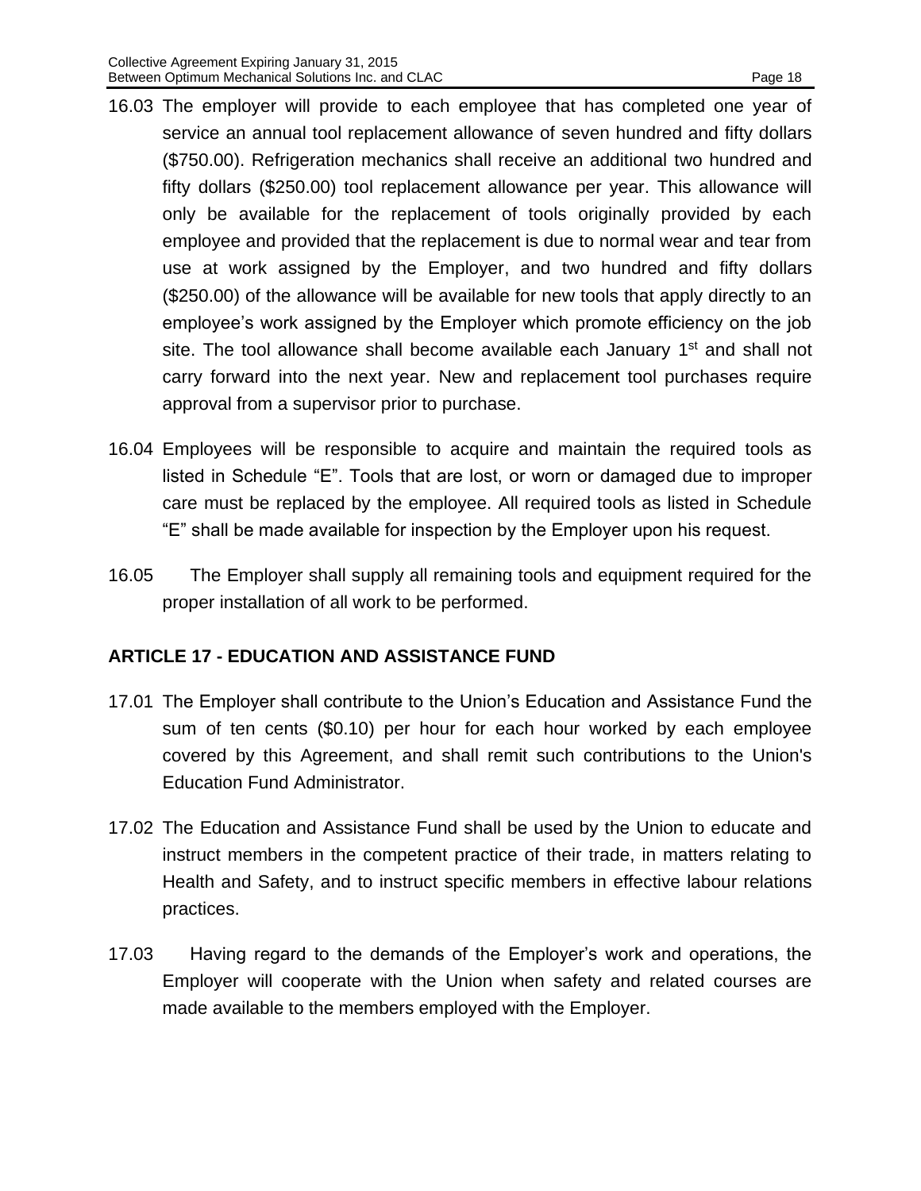16.03 The employer will provide to each employee that has completed one year of service an annual tool replacement allowance of seven hundred and fifty dollars ($750.00). Refrigeration mechanics shall receive an additional two hundred and fifty dollars ($250.00) tool replacement allowance per year. This allowance will only be available for the replacement of tools originally provided by each employee and provided that the replacement is due to normal wear and tear from use at work assigned by the Employer, and two hundred and fifty dollars ($250.00) of the allowance will be available for new tools that apply directly to an employee's work assigned by the Employer which promote efficiency on the job site. The tool allowance shall become available each January 1st and shall not carry forward into the next year. New and replacement tool purchases require approval from a supervisor prior to purchase.

16.04 Employees will be responsible to acquire and maintain the required tools as listed in Schedule "E". Tools that are lost, or worn or damaged due to improper care must be replaced by the employee. All required tools as listed in Schedule "E" shall be made available for inspection by the Employer upon his request.

16.05 The Employer shall supply all remaining tools and equipment required for the proper installation of all work to be performed.

## ARTICLE 17 - EDUCATION AND ASSISTANCE FUND

17.01 The Employer shall contribute to the Union's Education and Assistance Fund the sum of ten cents ($0.10) per hour for each hour worked by each employee covered by this Agreement, and shall remit such contributions to the Union's Education Fund Administrator.

17.02 The Education and Assistance Fund shall be used by the Union to educate and instruct members in the competent practice of their trade, in matters relating to Health and Safety, and to instruct specific members in effective labour relations practices.

17.03 Having regard to the demands of the Employer's work and operations, the Employer will cooperate with the Union when safety and related courses are made available to the members employed with the Employer.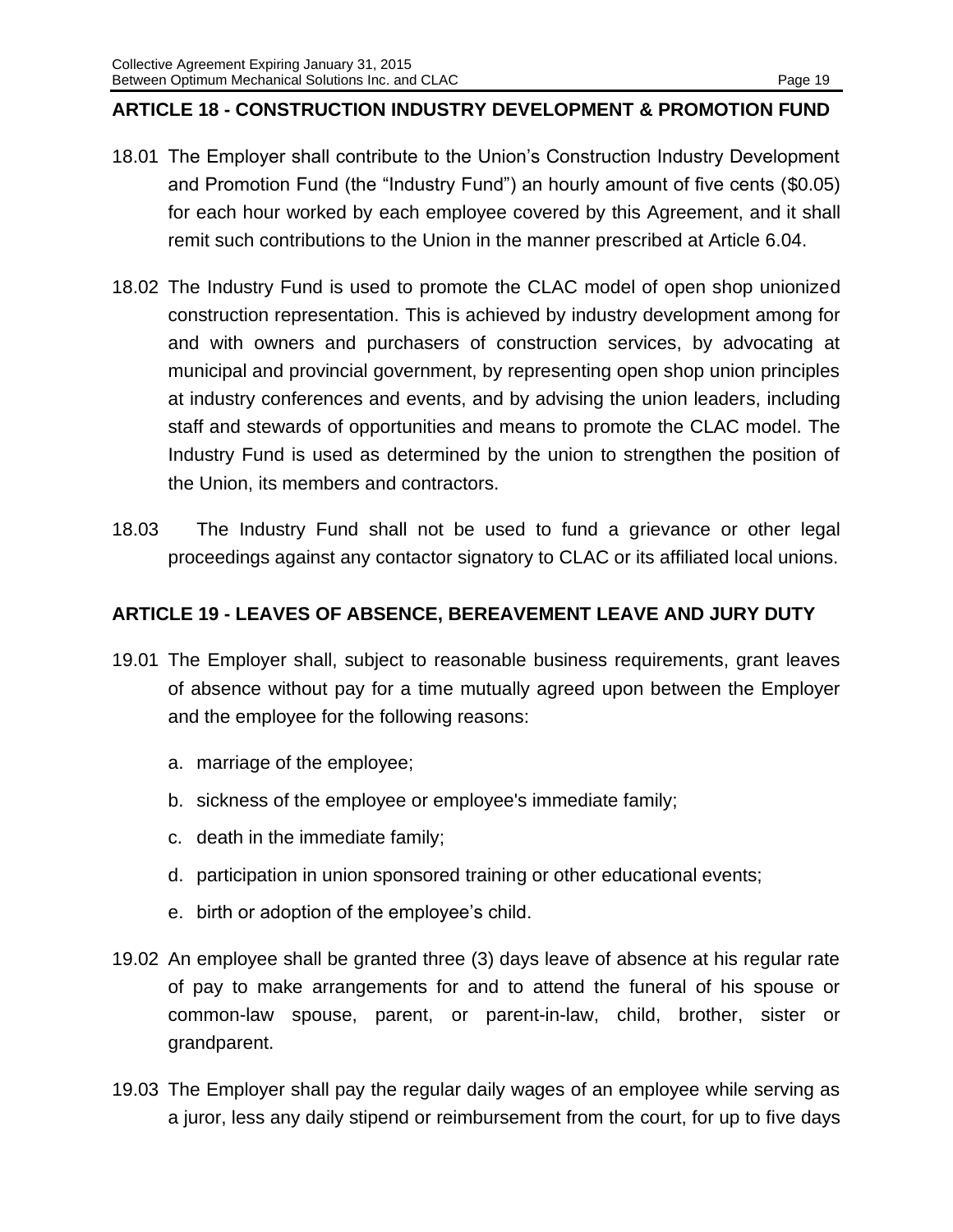## ARTICLE 18 - CONSTRUCTION INDUSTRY DEVELOPMENT & PROMOTION FUND

18.01 The Employer shall contribute to the Union's Construction Industry Development and Promotion Fund (the "Industry Fund") an hourly amount of five cents ($0.05) for each hour worked by each employee covered by this Agreement, and it shall remit such contributions to the Union in the manner prescribed at Article 6.04.

18.02 The Industry Fund is used to promote the CLAC model of open shop unionized construction representation. This is achieved by industry development among for and with owners and purchasers of construction services, by advocating at municipal and provincial government, by representing open shop union principles at industry conferences and events, and by advising the union leaders, including staff and stewards of opportunities and means to promote the CLAC model. The Industry Fund is used as determined by the union to strengthen the position of the Union, its members and contractors.

18.03 The Industry Fund shall not be used to fund a grievance or other legal proceedings against any contactor signatory to CLAC or its affiliated local unions.

## ARTICLE 19 - LEAVES OF ABSENCE, BEREAVEMENT LEAVE AND JURY DUTY

19.01 The Employer shall, subject to reasonable business requirements, grant leaves of absence without pay for a time mutually agreed upon between the Employer and the employee for the following reasons:

a. marriage of the employee;

b. sickness of the employee or employee's immediate family;

c. death in the immediate family;

d. participation in union sponsored training or other educational events;

e. birth or adoption of the employee's child.

19.02 An employee shall be granted three (3) days leave of absence at his regular rate of pay to make arrangements for and to attend the funeral of his spouse or common-law spouse, parent, or parent-in-law, child, brother, sister or grandparent.

19.03 The Employer shall pay the regular daily wages of an employee while serving as a juror, less any daily stipend or reimbursement from the court, for up to five days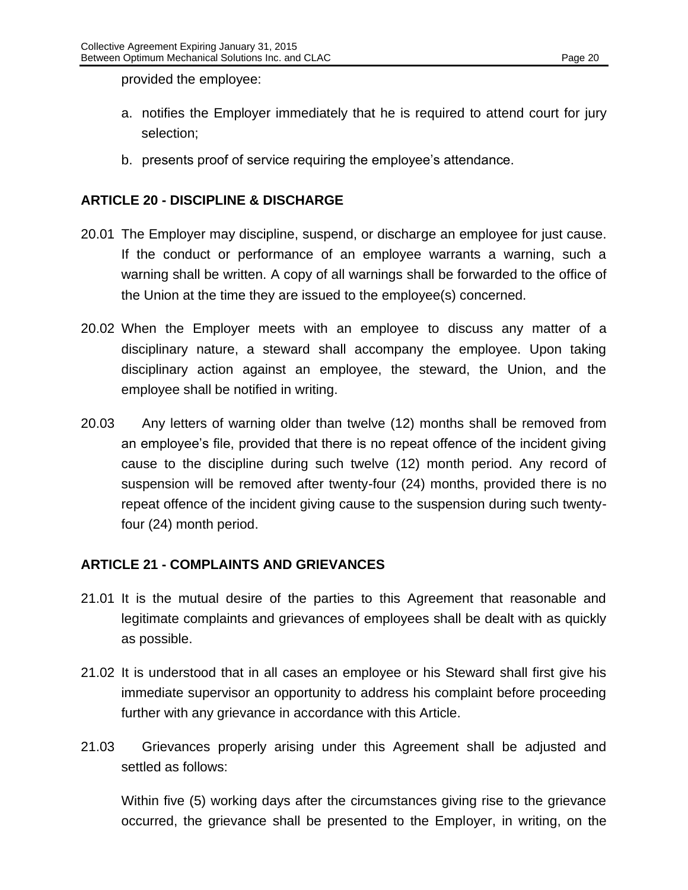provided the employee:

a. notifies the Employer immediately that he is required to attend court for jury selection;

b. presents proof of service requiring the employee's attendance.

## ARTICLE 20 - DISCIPLINE & DISCHARGE

20.01 The Employer may discipline, suspend, or discharge an employee for just cause. If the conduct or performance of an employee warrants a warning, such a warning shall be written. A copy of all warnings shall be forwarded to the office of the Union at the time they are issued to the employee(s) concerned.

20.02 When the Employer meets with an employee to discuss any matter of a disciplinary nature, a steward shall accompany the employee. Upon taking disciplinary action against an employee, the steward, the Union, and the employee shall be notified in writing.

20.03 Any letters of warning older than twelve (12) months shall be removed from an employee's file, provided that there is no repeat offence of the incident giving cause to the discipline during such twelve (12) month period. Any record of suspension will be removed after twenty-four (24) months, provided there is no repeat offence of the incident giving cause to the suspension during such twenty-four (24) month period.

## ARTICLE 21 - COMPLAINTS AND GRIEVANCES

21.01 It is the mutual desire of the parties to this Agreement that reasonable and legitimate complaints and grievances of employees shall be dealt with as quickly as possible.

21.02 It is understood that in all cases an employee or his Steward shall first give his immediate supervisor an opportunity to address his complaint before proceeding further with any grievance in accordance with this Article.

21.03 Grievances properly arising under this Agreement shall be adjusted and settled as follows:

Within five (5) working days after the circumstances giving rise to the grievance occurred, the grievance shall be presented to the Employer, in writing, on the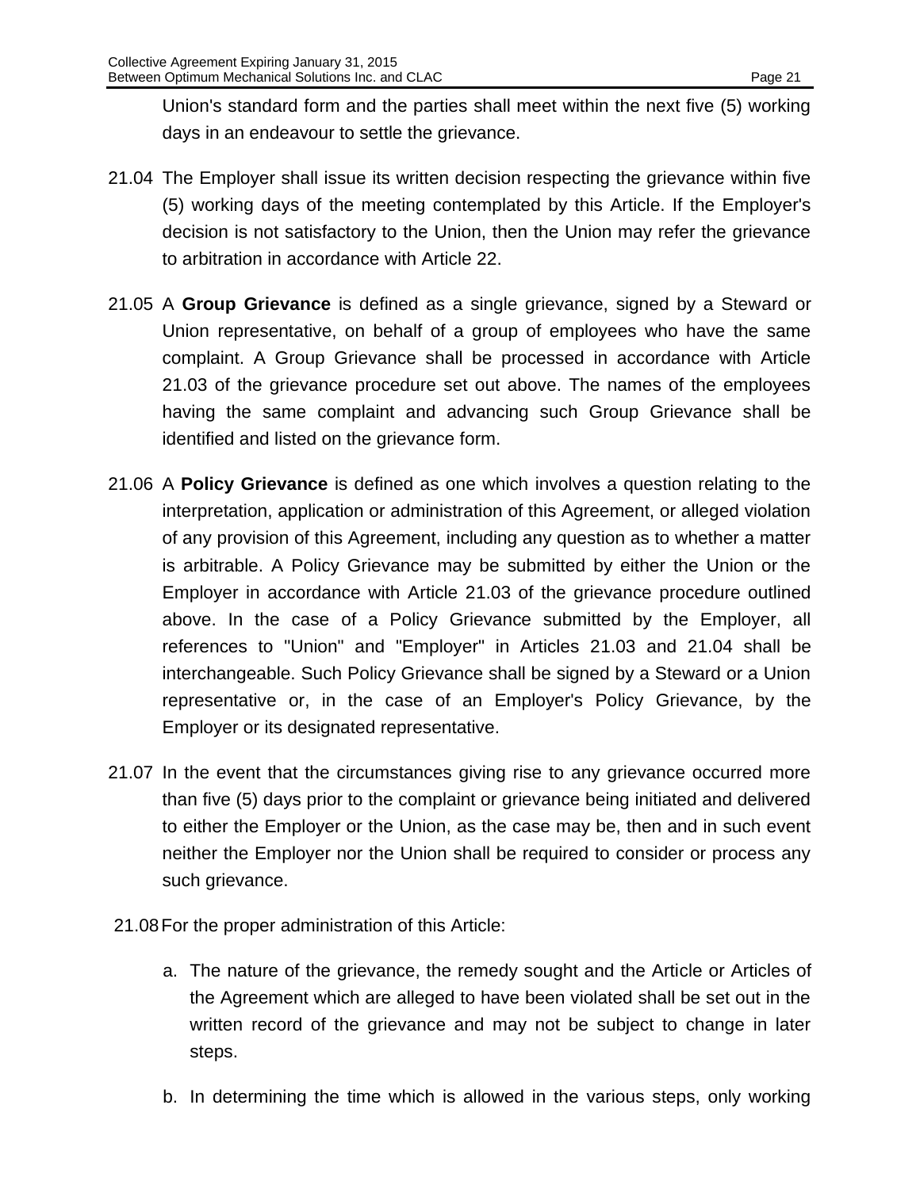Union's standard form and the parties shall meet within the next five (5) working days in an endeavour to settle the grievance.

21.04 The Employer shall issue its written decision respecting the grievance within five (5) working days of the meeting contemplated by this Article. If the Employer's decision is not satisfactory to the Union, then the Union may refer the grievance to arbitration in accordance with Article 22.

21.05 A **Group Grievance** is defined as a single grievance, signed by a Steward or Union representative, on behalf of a group of employees who have the same complaint. A Group Grievance shall be processed in accordance with Article 21.03 of the grievance procedure set out above. The names of the employees having the same complaint and advancing such Group Grievance shall be identified and listed on the grievance form.

21.06 A **Policy Grievance** is defined as one which involves a question relating to the interpretation, application or administration of this Agreement, or alleged violation of any provision of this Agreement, including any question as to whether a matter is arbitrable. A Policy Grievance may be submitted by either the Union or the Employer in accordance with Article 21.03 of the grievance procedure outlined above. In the case of a Policy Grievance submitted by the Employer, all references to "Union" and "Employer" in Articles 21.03 and 21.04 shall be interchangeable. Such Policy Grievance shall be signed by a Steward or a Union representative or, in the case of an Employer's Policy Grievance, by the Employer or its designated representative.

21.07 In the event that the circumstances giving rise to any grievance occurred more than five (5) days prior to the complaint or grievance being initiated and delivered to either the Employer or the Union, as the case may be, then and in such event neither the Employer nor the Union shall be required to consider or process any such grievance.

21.08 For the proper administration of this Article:

a. The nature of the grievance, the remedy sought and the Article or Articles of the Agreement which are alleged to have been violated shall be set out in the written record of the grievance and may not be subject to change in later steps.

b. In determining the time which is allowed in the various steps, only working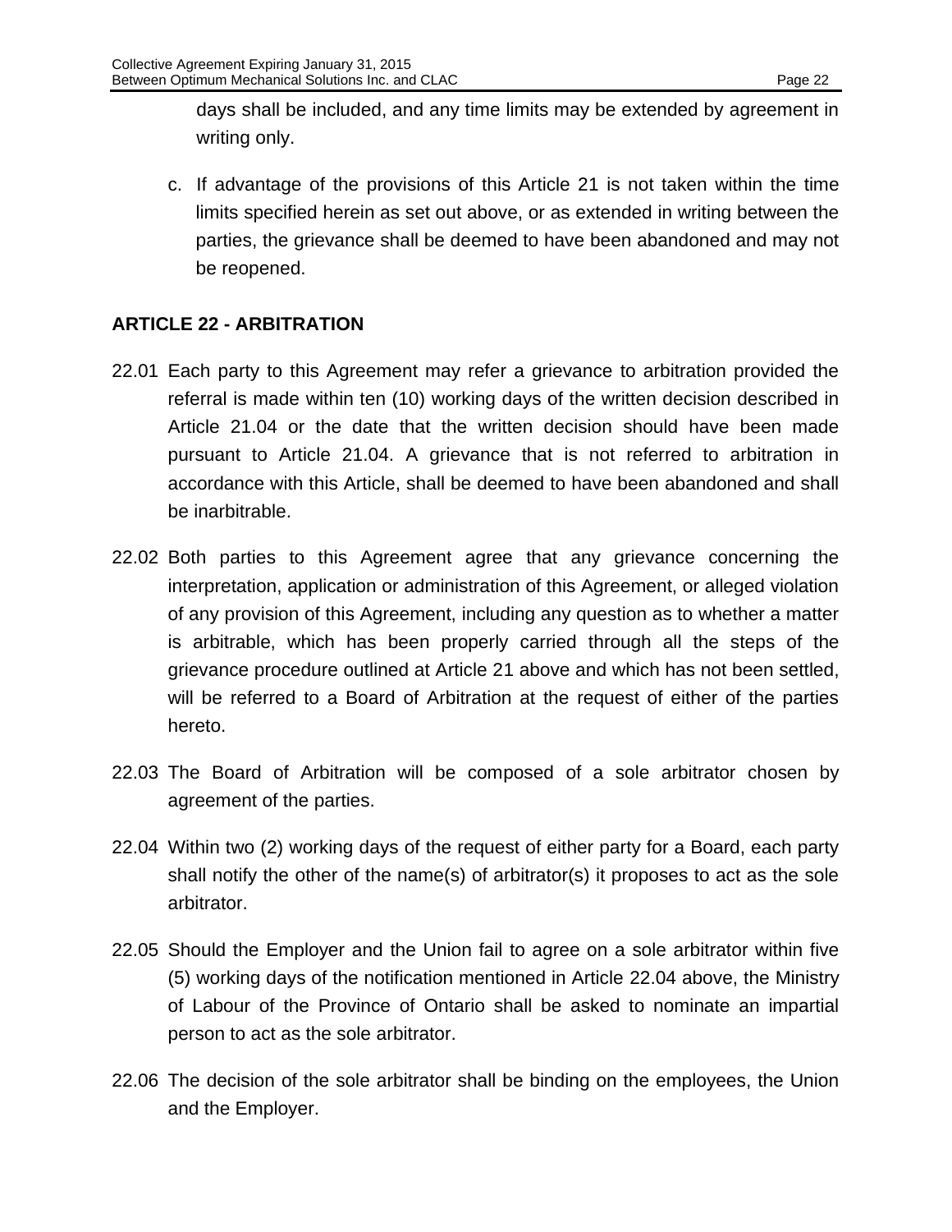days shall be included, and any time limits may be extended by agreement in writing only.

c. If advantage of the provisions of this Article 21 is not taken within the time limits specified herein as set out above, or as extended in writing between the parties, the grievance shall be deemed to have been abandoned and may not be reopened.

## ARTICLE 22 - ARBITRATION

22.01 Each party to this Agreement may refer a grievance to arbitration provided the referral is made within ten (10) working days of the written decision described in Article 21.04 or the date that the written decision should have been made pursuant to Article 21.04. A grievance that is not referred to arbitration in accordance with this Article, shall be deemed to have been abandoned and shall be inarbitrable.

22.02 Both parties to this Agreement agree that any grievance concerning the interpretation, application or administration of this Agreement, or alleged violation of any provision of this Agreement, including any question as to whether a matter is arbitrable, which has been properly carried through all the steps of the grievance procedure outlined at Article 21 above and which has not been settled, will be referred to a Board of Arbitration at the request of either of the parties hereto.

22.03 The Board of Arbitration will be composed of a sole arbitrator chosen by agreement of the parties.

22.04 Within two (2) working days of the request of either party for a Board, each party shall notify the other of the name(s) of arbitrator(s) it proposes to act as the sole arbitrator.

22.05 Should the Employer and the Union fail to agree on a sole arbitrator within five (5) working days of the notification mentioned in Article 22.04 above, the Ministry of Labour of the Province of Ontario shall be asked to nominate an impartial person to act as the sole arbitrator.

22.06 The decision of the sole arbitrator shall be binding on the employees, the Union and the Employer.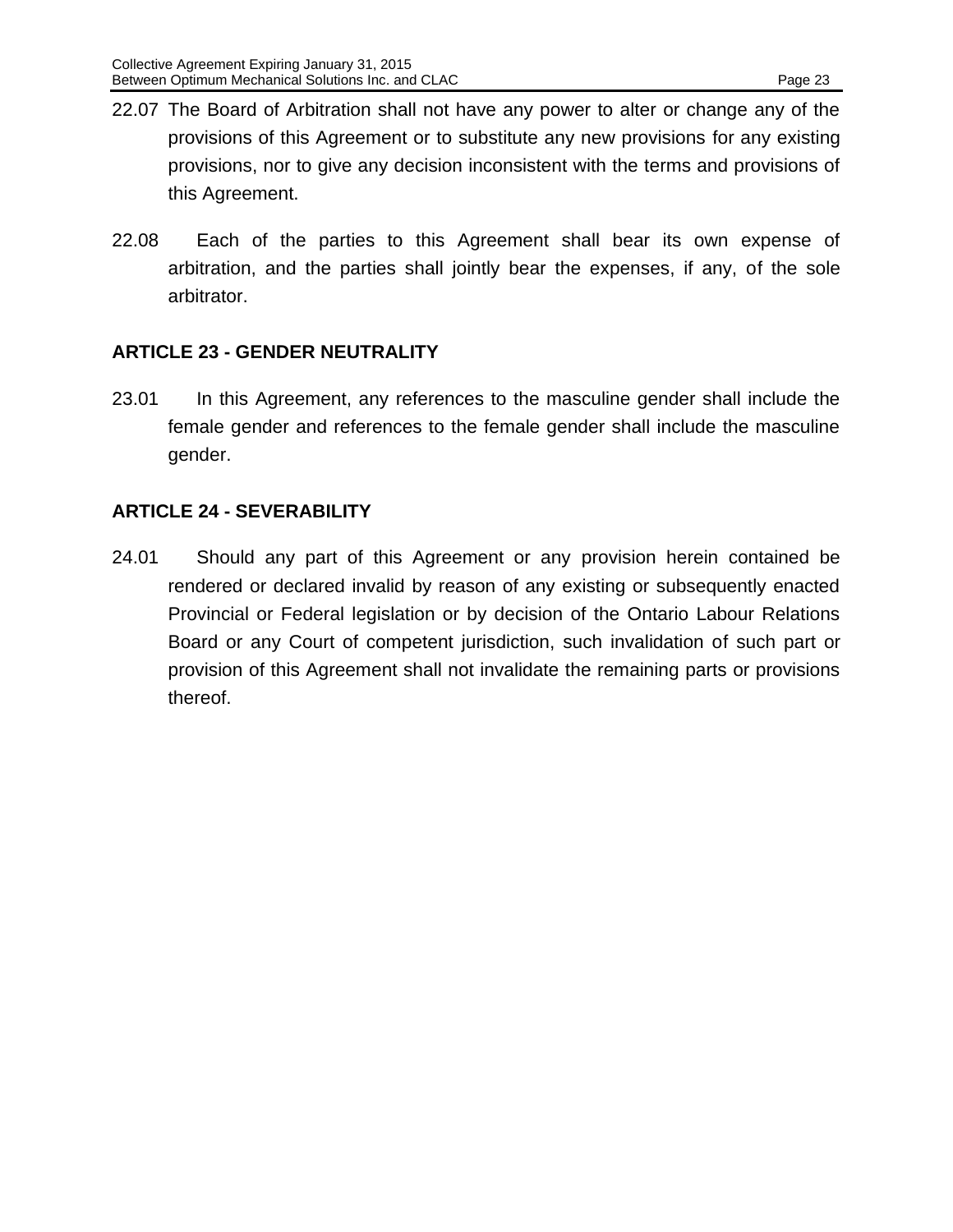22.07 The Board of Arbitration shall not have any power to alter or change any of the provisions of this Agreement or to substitute any new provisions for any existing provisions, nor to give any decision inconsistent with the terms and provisions of this Agreement.

22.08 Each of the parties to this Agreement shall bear its own expense of arbitration, and the parties shall jointly bear the expenses, if any, of the sole arbitrator.

## ARTICLE 23 - GENDER NEUTRALITY

23.01 In this Agreement, any references to the masculine gender shall include the female gender and references to the female gender shall include the masculine gender.

## ARTICLE 24 - SEVERABILITY

24.01 Should any part of this Agreement or any provision herein contained be rendered or declared invalid by reason of any existing or subsequently enacted Provincial or Federal legislation or by decision of the Ontario Labour Relations Board or any Court of competent jurisdiction, such invalidation of such part or provision of this Agreement shall not invalidate the remaining parts or provisions thereof.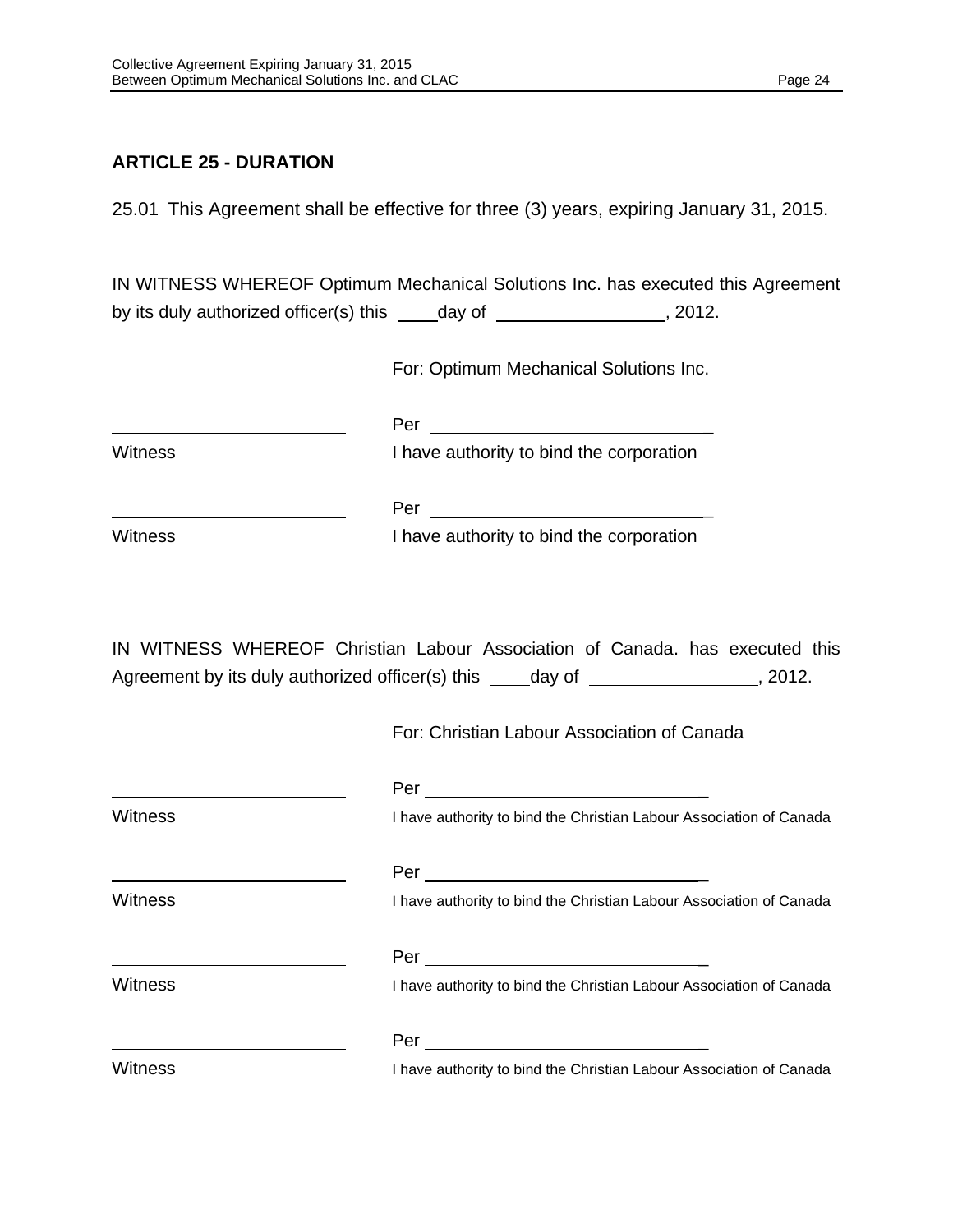## ARTICLE 25 - DURATION

25.01 This Agreement shall be effective for three (3) years, expiring January 31, 2015.

IN WITNESS WHEREOF Optimum Mechanical Solutions Inc. has executed this Agreement by its duly authorized officer(s) this ____day of ________________, 2012.

For: Optimum Mechanical Solutions Inc.

________________________ Per ______________________________
Witness I have authority to bind the corporation

________________________ Per ______________________________
Witness I have authority to bind the corporation

IN WITNESS WHEREOF Christian Labour Association of Canada. has executed this Agreement by its duly authorized officer(s) this ____day of ________________, 2012.

For: Christian Labour Association of Canada

________________________ Per ______________________________
Witness I have authority to bind the Christian Labour Association of Canada

________________________ Per ______________________________
Witness I have authority to bind the Christian Labour Association of Canada

________________________ Per ______________________________
Witness I have authority to bind the Christian Labour Association of Canada

________________________ Per ______________________________
Witness I have authority to bind the Christian Labour Association of Canada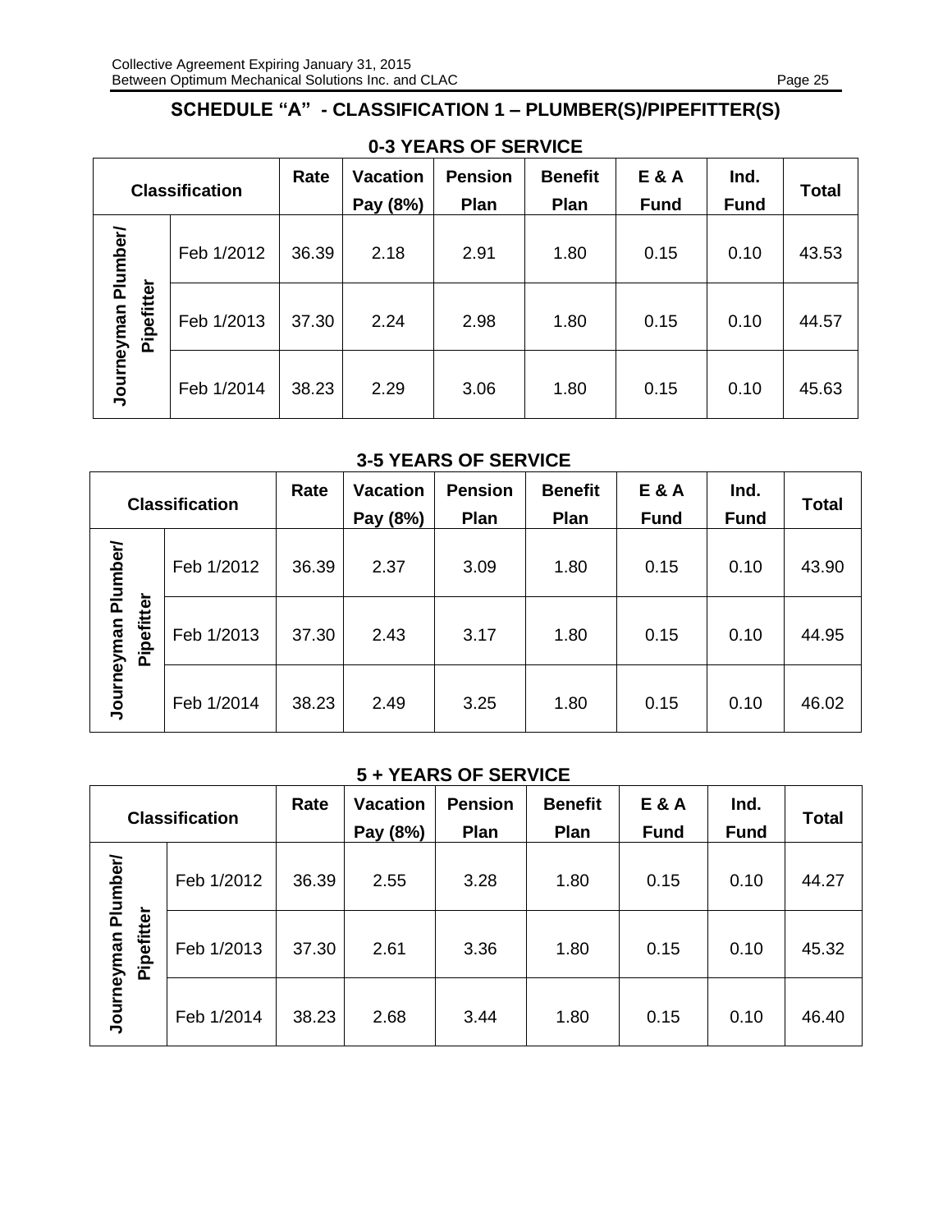## SCHEDULE "A" - CLASSIFICATION 1 – PLUMBER(S)/PIPEFITTER(S)

### 0-3 YEARS OF SERVICE

| Classification | | Rate | Vacation Pay (8%) | Pension Plan | Benefit Plan | E & A Fund | Ind. Fund | Total |
|---|---|---|---|---|---|---|---|---|
| Journeyman Plumber/ Pipefitter | Feb 1/2012 | 36.39 | 2.18 | 2.91 | 1.80 | 0.15 | 0.10 | 43.53 |
| | Feb 1/2013 | 37.30 | 2.24 | 2.98 | 1.80 | 0.15 | 0.10 | 44.57 |
| | Feb 1/2014 | 38.23 | 2.29 | 3.06 | 1.80 | 0.15 | 0.10 | 45.63 |

### 3-5 YEARS OF SERVICE

| Classification | | Rate | Vacation Pay (8%) | Pension Plan | Benefit Plan | E & A Fund | Ind. Fund | Total |
|---|---|---|---|---|---|---|---|---|
| Journeyman Plumber/ Pipefitter | Feb 1/2012 | 36.39 | 2.37 | 3.09 | 1.80 | 0.15 | 0.10 | 43.90 |
| | Feb 1/2013 | 37.30 | 2.43 | 3.17 | 1.80 | 0.15 | 0.10 | 44.95 |
| | Feb 1/2014 | 38.23 | 2.49 | 3.25 | 1.80 | 0.15 | 0.10 | 46.02 |

### 5 + YEARS OF SERVICE

| Classification | | Rate | Vacation Pay (8%) | Pension Plan | Benefit Plan | E & A Fund | Ind. Fund | Total |
|---|---|---|---|---|---|---|---|---|
| Journeyman Plumber/ Pipefitter | Feb 1/2012 | 36.39 | 2.55 | 3.28 | 1.80 | 0.15 | 0.10 | 44.27 |
| | Feb 1/2013 | 37.30 | 2.61 | 3.36 | 1.80 | 0.15 | 0.10 | 45.32 |
| | Feb 1/2014 | 38.23 | 2.68 | 3.44 | 1.80 | 0.15 | 0.10 | 46.40 |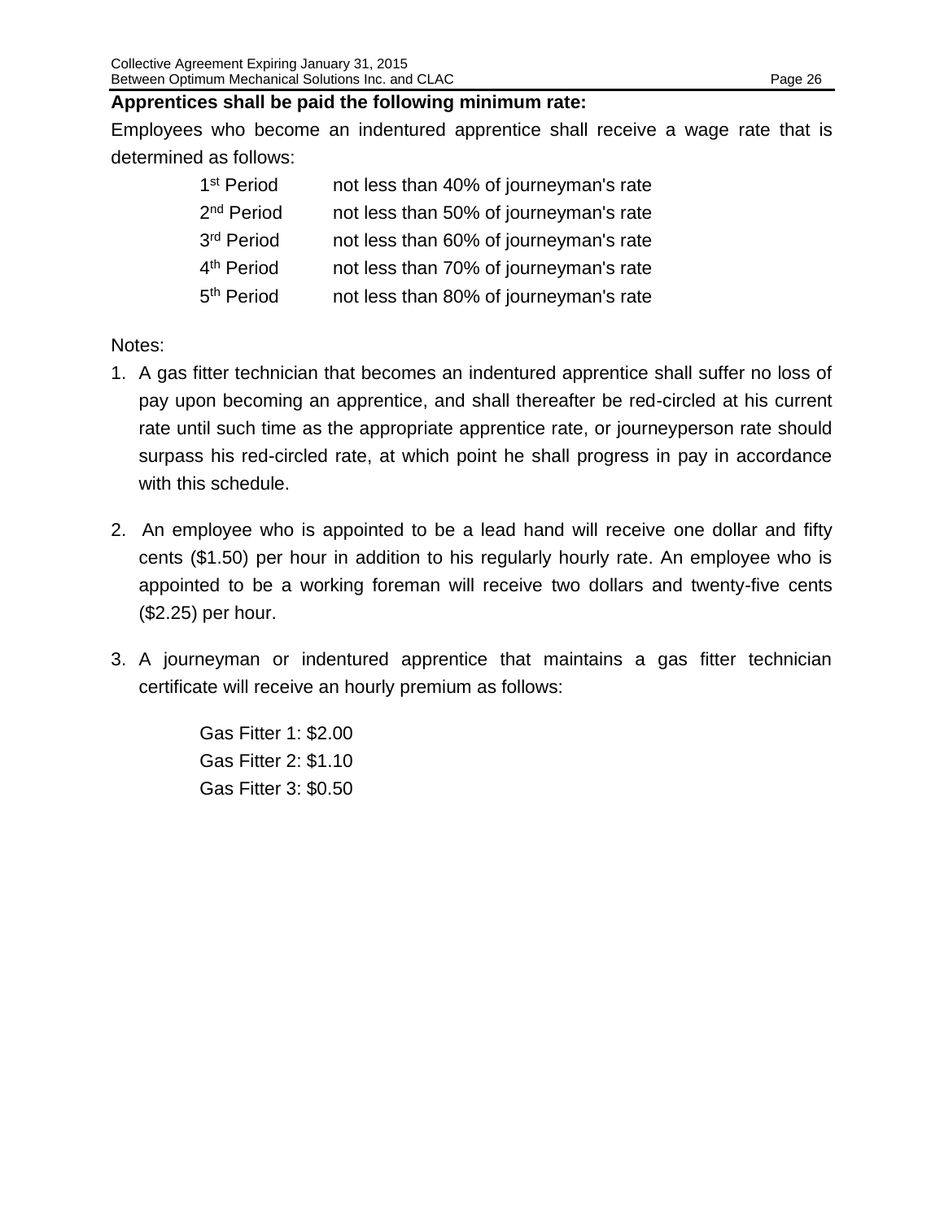**Apprentices shall be paid the following minimum rate:**

Employees who become an indentured apprentice shall receive a wage rate that is determined as follows:

| | |
|---|---|
| 1st Period | not less than 40% of journeyman's rate |
| 2nd Period | not less than 50% of journeyman's rate |
| 3rd Period | not less than 60% of journeyman's rate |
| 4th Period | not less than 70% of journeyman's rate |
| 5th Period | not less than 80% of journeyman's rate |

Notes:

1. A gas fitter technician that becomes an indentured apprentice shall suffer no loss of pay upon becoming an apprentice, and shall thereafter be red-circled at his current rate until such time as the appropriate apprentice rate, or journeyperson rate should surpass his red-circled rate, at which point he shall progress in pay in accordance with this schedule.

2. An employee who is appointed to be a lead hand will receive one dollar and fifty cents ($1.50) per hour in addition to his regularly hourly rate. An employee who is appointed to be a working foreman will receive two dollars and twenty-five cents ($2.25) per hour.

3. A journeyman or indentured apprentice that maintains a gas fitter technician certificate will receive an hourly premium as follows:

   Gas Fitter 1: $2.00
   Gas Fitter 2: $1.10
   Gas Fitter 3: $0.50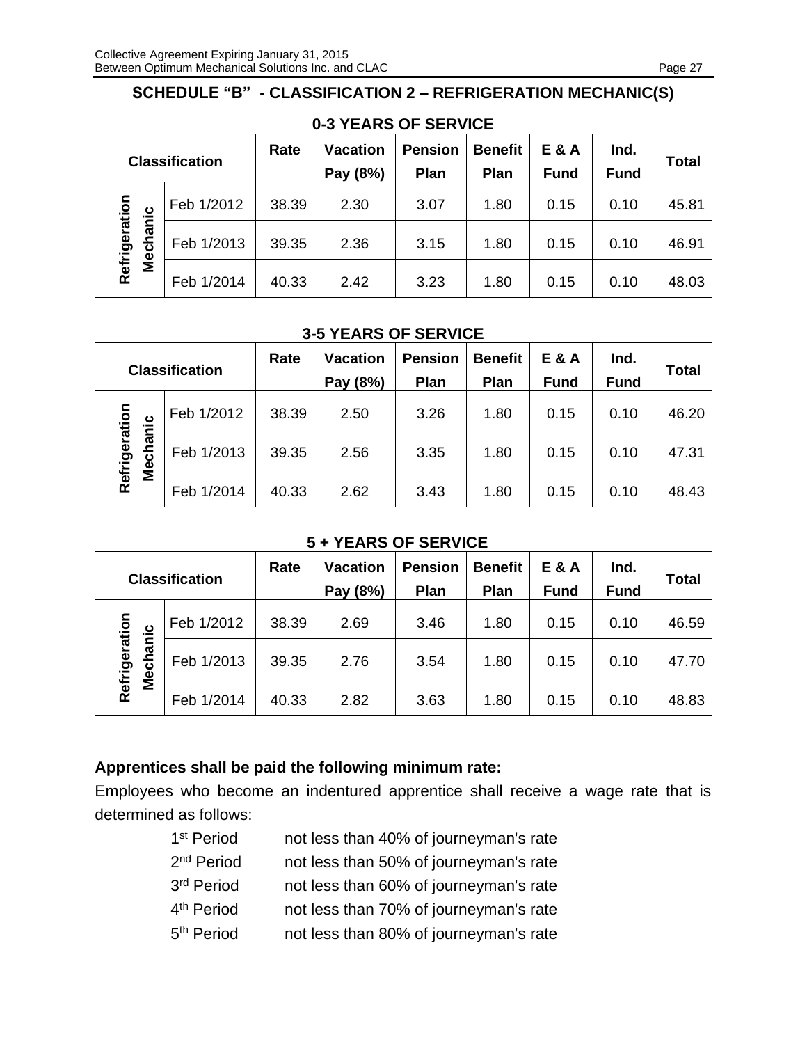## SCHEDULE "B" - CLASSIFICATION 2 – REFRIGERATION MECHANIC(S)

### 0-3 YEARS OF SERVICE

| Classification | | Rate | Vacation Pay (8%) | Pension Plan | Benefit Plan | E & A Fund | Ind. Fund | Total |
|---|---|---|---|---|---|---|---|---|
| Refrigeration Mechanic | Feb 1/2012 | 38.39 | 2.30 | 3.07 | 1.80 | 0.15 | 0.10 | 45.81 |
| | Feb 1/2013 | 39.35 | 2.36 | 3.15 | 1.80 | 0.15 | 0.10 | 46.91 |
| | Feb 1/2014 | 40.33 | 2.42 | 3.23 | 1.80 | 0.15 | 0.10 | 48.03 |

### 3-5 YEARS OF SERVICE

| Classification | | Rate | Vacation Pay (8%) | Pension Plan | Benefit Plan | E & A Fund | Ind. Fund | Total |
|---|---|---|---|---|---|---|---|---|
| Refrigeration Mechanic | Feb 1/2012 | 38.39 | 2.50 | 3.26 | 1.80 | 0.15 | 0.10 | 46.20 |
| | Feb 1/2013 | 39.35 | 2.56 | 3.35 | 1.80 | 0.15 | 0.10 | 47.31 |
| | Feb 1/2014 | 40.33 | 2.62 | 3.43 | 1.80 | 0.15 | 0.10 | 48.43 |

### 5 + YEARS OF SERVICE

| Classification | | Rate | Vacation Pay (8%) | Pension Plan | Benefit Plan | E & A Fund | Ind. Fund | Total |
|---|---|---|---|---|---|---|---|---|
| Refrigeration Mechanic | Feb 1/2012 | 38.39 | 2.69 | 3.46 | 1.80 | 0.15 | 0.10 | 46.59 |
| | Feb 1/2013 | 39.35 | 2.76 | 3.54 | 1.80 | 0.15 | 0.10 | 47.70 |
| | Feb 1/2014 | 40.33 | 2.82 | 3.63 | 1.80 | 0.15 | 0.10 | 48.83 |

**Apprentices shall be paid the following minimum rate:**

Employees who become an indentured apprentice shall receive a wage rate that is determined as follows:

- 1st Period — not less than 40% of journeyman's rate
- 2nd Period — not less than 50% of journeyman's rate
- 3rd Period — not less than 60% of journeyman's rate
- 4th Period — not less than 70% of journeyman's rate
- 5th Period — not less than 80% of journeyman's rate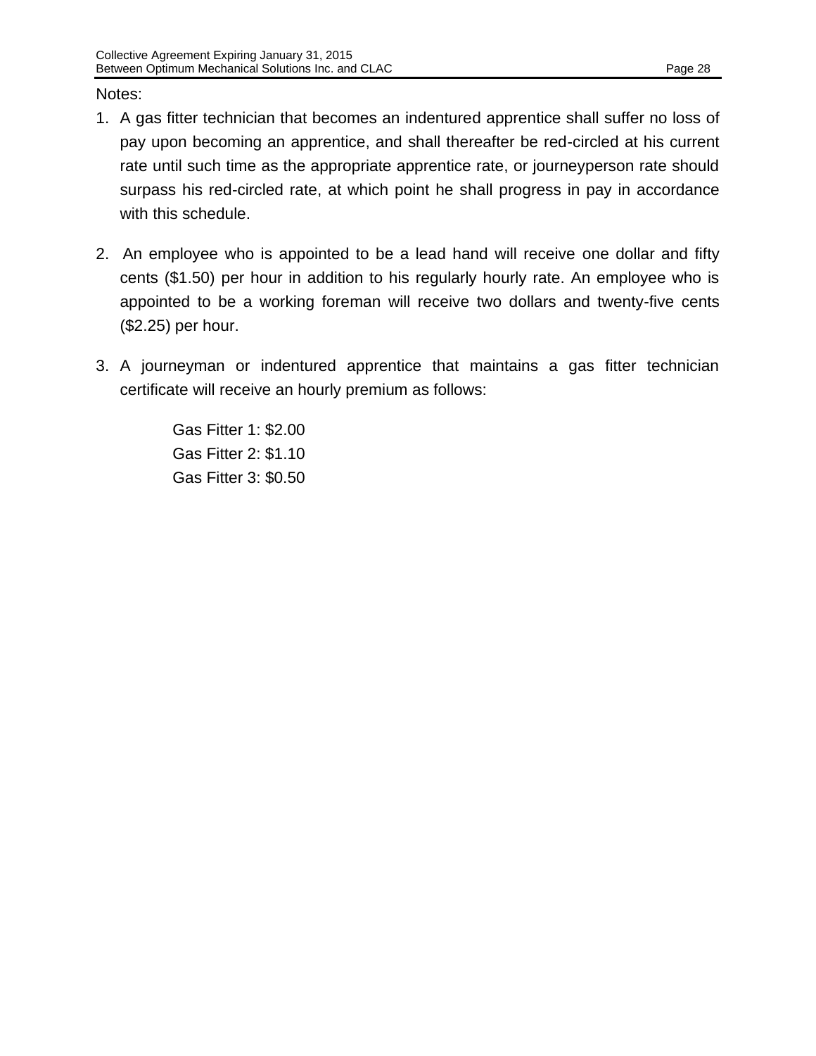Notes:

1. A gas fitter technician that becomes an indentured apprentice shall suffer no loss of pay upon becoming an apprentice, and shall thereafter be red-circled at his current rate until such time as the appropriate apprentice rate, or journeyperson rate should surpass his red-circled rate, at which point he shall progress in pay in accordance with this schedule.

2. An employee who is appointed to be a lead hand will receive one dollar and fifty cents ($1.50) per hour in addition to his regularly hourly rate. An employee who is appointed to be a working foreman will receive two dollars and twenty-five cents ($2.25) per hour.

3. A journeyman or indentured apprentice that maintains a gas fitter technician certificate will receive an hourly premium as follows:

   Gas Fitter 1: $2.00
   Gas Fitter 2: $1.10
   Gas Fitter 3: $0.50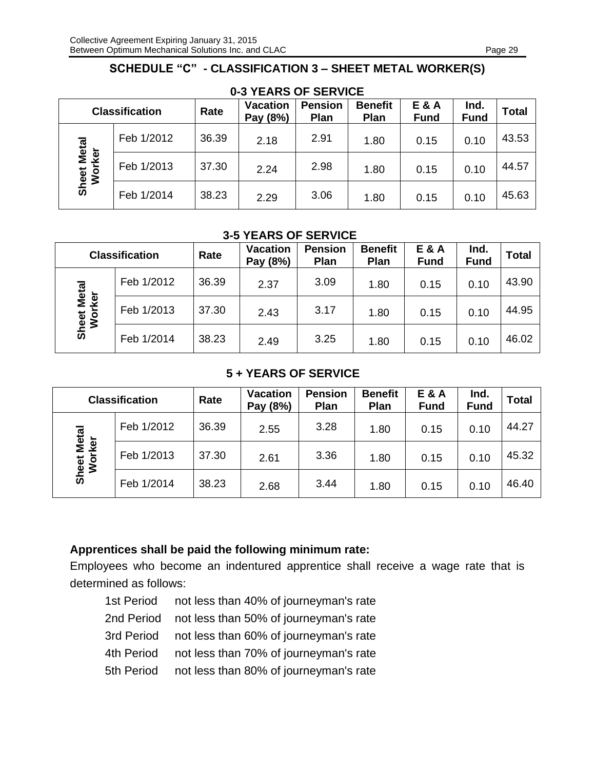## SCHEDULE "C" - CLASSIFICATION 3 – SHEET METAL WORKER(S)

### 0-3 YEARS OF SERVICE

| Classification | | Rate | Vacation Pay (8%) | Pension Plan | Benefit Plan | E & A Fund | Ind. Fund | Total |
|---|---|---|---|---|---|---|---|---|
| Sheet Metal Worker | Feb 1/2012 | 36.39 | 2.18 | 2.91 | 1.80 | 0.15 | 0.10 | 43.53 |
| | Feb 1/2013 | 37.30 | 2.24 | 2.98 | 1.80 | 0.15 | 0.10 | 44.57 |
| | Feb 1/2014 | 38.23 | 2.29 | 3.06 | 1.80 | 0.15 | 0.10 | 45.63 |

### 3-5 YEARS OF SERVICE

| Classification | | Rate | Vacation Pay (8%) | Pension Plan | Benefit Plan | E & A Fund | Ind. Fund | Total |
|---|---|---|---|---|---|---|---|---|
| Sheet Metal Worker | Feb 1/2012 | 36.39 | 2.37 | 3.09 | 1.80 | 0.15 | 0.10 | 43.90 |
| | Feb 1/2013 | 37.30 | 2.43 | 3.17 | 1.80 | 0.15 | 0.10 | 44.95 |
| | Feb 1/2014 | 38.23 | 2.49 | 3.25 | 1.80 | 0.15 | 0.10 | 46.02 |

### 5 + YEARS OF SERVICE

| Classification | | Rate | Vacation Pay (8%) | Pension Plan | Benefit Plan | E & A Fund | Ind. Fund | Total |
|---|---|---|---|---|---|---|---|---|
| Sheet Metal Worker | Feb 1/2012 | 36.39 | 2.55 | 3.28 | 1.80 | 0.15 | 0.10 | 44.27 |
| | Feb 1/2013 | 37.30 | 2.61 | 3.36 | 1.80 | 0.15 | 0.10 | 45.32 |
| | Feb 1/2014 | 38.23 | 2.68 | 3.44 | 1.80 | 0.15 | 0.10 | 46.40 |

**Apprentices shall be paid the following minimum rate:**

Employees who become an indentured apprentice shall receive a wage rate that is determined as follows:

- 1st Period not less than 40% of journeyman's rate
- 2nd Period not less than 50% of journeyman's rate
- 3rd Period not less than 60% of journeyman's rate
- 4th Period not less than 70% of journeyman's rate
- 5th Period not less than 80% of journeyman's rate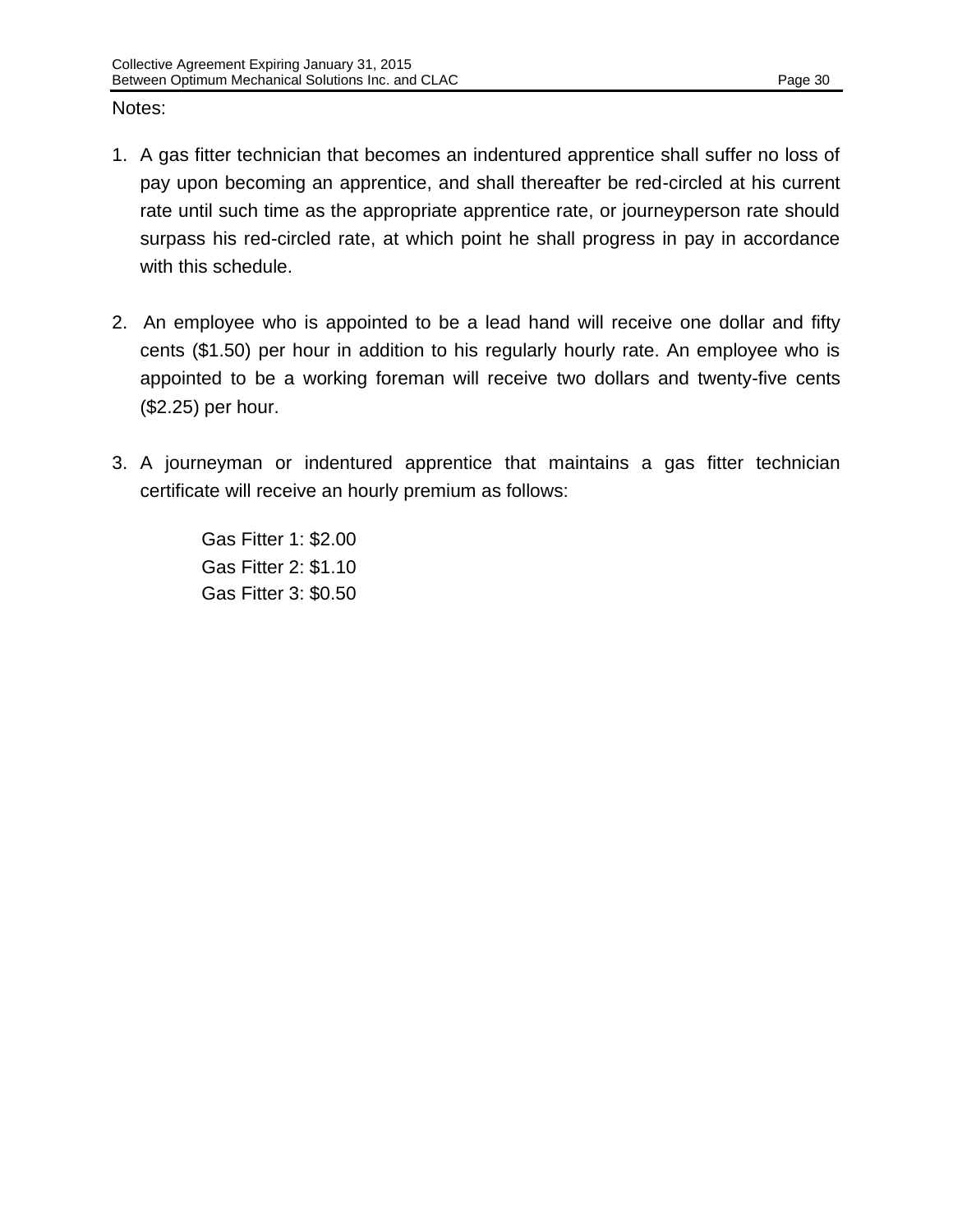Notes:

1. A gas fitter technician that becomes an indentured apprentice shall suffer no loss of pay upon becoming an apprentice, and shall thereafter be red-circled at his current rate until such time as the appropriate apprentice rate, or journeyperson rate should surpass his red-circled rate, at which point he shall progress in pay in accordance with this schedule.

2. An employee who is appointed to be a lead hand will receive one dollar and fifty cents ($1.50) per hour in addition to his regularly hourly rate. An employee who is appointed to be a working foreman will receive two dollars and twenty-five cents ($2.25) per hour.

3. A journeyman or indentured apprentice that maintains a gas fitter technician certificate will receive an hourly premium as follows:

   Gas Fitter 1: $2.00
   Gas Fitter 2: $1.10
   Gas Fitter 3: $0.50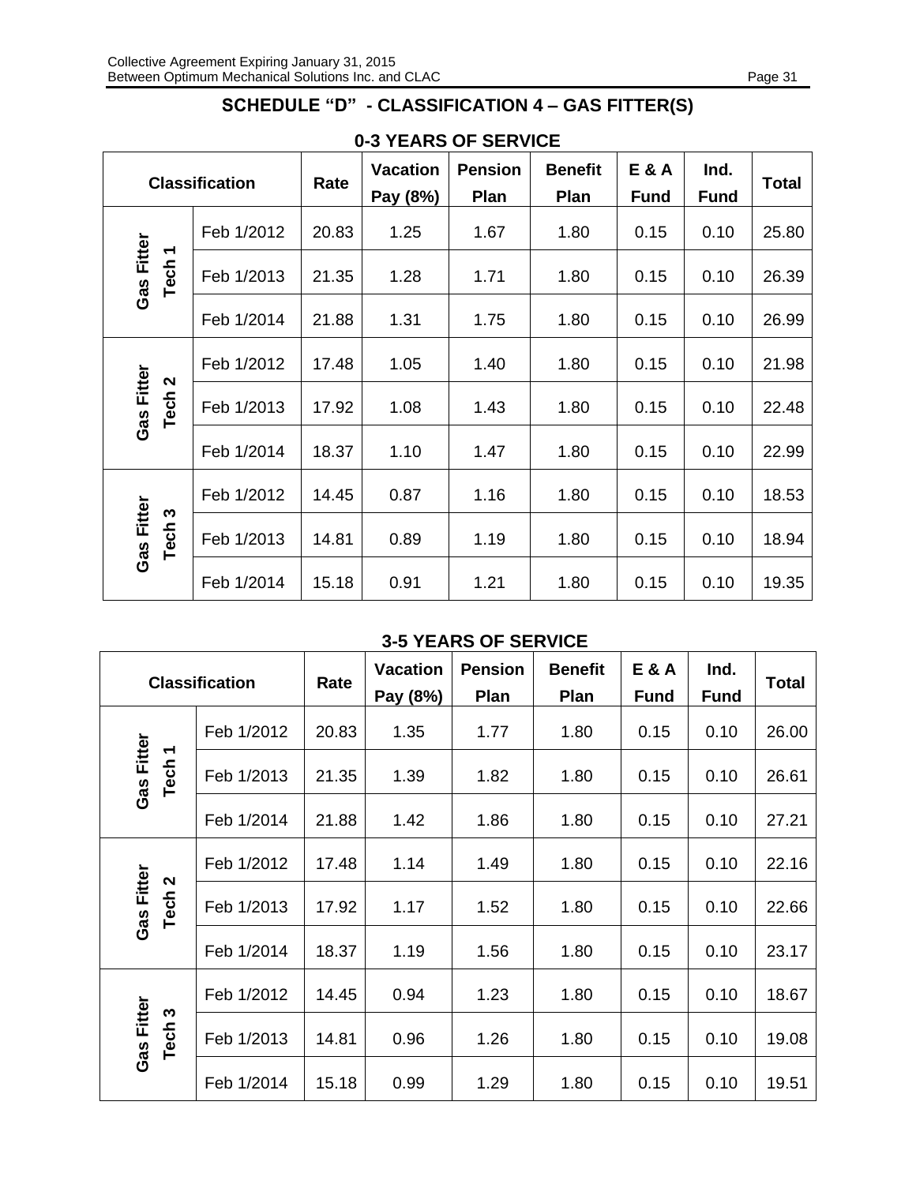## SCHEDULE "D" - CLASSIFICATION 4 – GAS FITTER(S)

### 0-3 YEARS OF SERVICE

| Classification | | Rate | Vacation Pay (8%) | Pension Plan | Benefit Plan | E & A Fund | Ind. Fund | Total |
|---|---|---|---|---|---|---|---|---|
| Gas Fitter Tech 1 | Feb 1/2012 | 20.83 | 1.25 | 1.67 | 1.80 | 0.15 | 0.10 | 25.80 |
| | Feb 1/2013 | 21.35 | 1.28 | 1.71 | 1.80 | 0.15 | 0.10 | 26.39 |
| | Feb 1/2014 | 21.88 | 1.31 | 1.75 | 1.80 | 0.15 | 0.10 | 26.99 |
| Gas Fitter Tech 2 | Feb 1/2012 | 17.48 | 1.05 | 1.40 | 1.80 | 0.15 | 0.10 | 21.98 |
| | Feb 1/2013 | 17.92 | 1.08 | 1.43 | 1.80 | 0.15 | 0.10 | 22.48 |
| | Feb 1/2014 | 18.37 | 1.10 | 1.47 | 1.80 | 0.15 | 0.10 | 22.99 |
| Gas Fitter Tech 3 | Feb 1/2012 | 14.45 | 0.87 | 1.16 | 1.80 | 0.15 | 0.10 | 18.53 |
| | Feb 1/2013 | 14.81 | 0.89 | 1.19 | 1.80 | 0.15 | 0.10 | 18.94 |
| | Feb 1/2014 | 15.18 | 0.91 | 1.21 | 1.80 | 0.15 | 0.10 | 19.35 |

### 3-5 YEARS OF SERVICE

| Classification | | Rate | Vacation Pay (8%) | Pension Plan | Benefit Plan | E & A Fund | Ind. Fund | Total |
|---|---|---|---|---|---|---|---|---|
| Gas Fitter Tech 1 | Feb 1/2012 | 20.83 | 1.35 | 1.77 | 1.80 | 0.15 | 0.10 | 26.00 |
| | Feb 1/2013 | 21.35 | 1.39 | 1.82 | 1.80 | 0.15 | 0.10 | 26.61 |
| | Feb 1/2014 | 21.88 | 1.42 | 1.86 | 1.80 | 0.15 | 0.10 | 27.21 |
| Gas Fitter Tech 2 | Feb 1/2012 | 17.48 | 1.14 | 1.49 | 1.80 | 0.15 | 0.10 | 22.16 |
| | Feb 1/2013 | 17.92 | 1.17 | 1.52 | 1.80 | 0.15 | 0.10 | 22.66 |
| | Feb 1/2014 | 18.37 | 1.19 | 1.56 | 1.80 | 0.15 | 0.10 | 23.17 |
| Gas Fitter Tech 3 | Feb 1/2012 | 14.45 | 0.94 | 1.23 | 1.80 | 0.15 | 0.10 | 18.67 |
| | Feb 1/2013 | 14.81 | 0.96 | 1.26 | 1.80 | 0.15 | 0.10 | 19.08 |
| | Feb 1/2014 | 15.18 | 0.99 | 1.29 | 1.80 | 0.15 | 0.10 | 19.51 |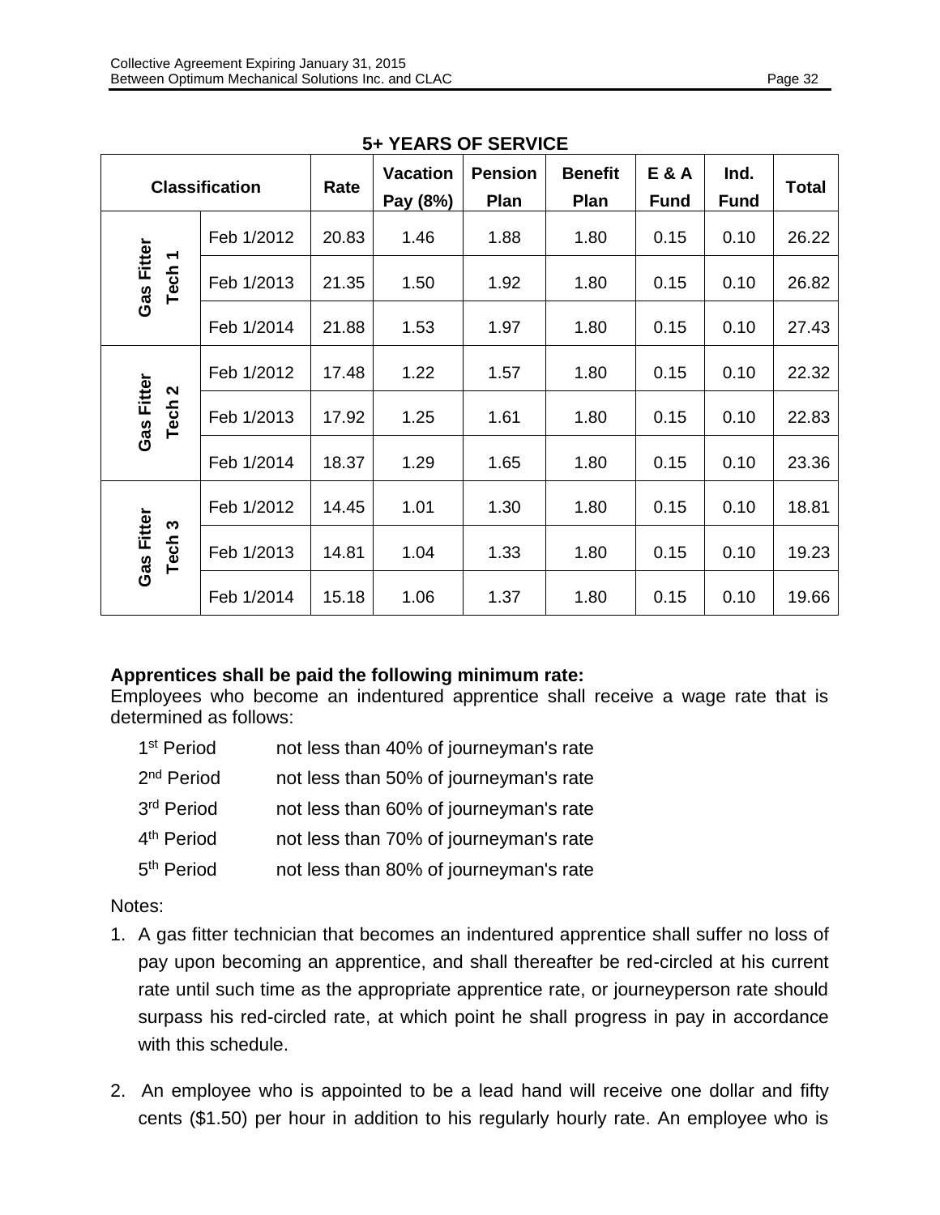**5+ YEARS OF SERVICE**

| Classification | | Rate | Vacation Pay (8%) | Pension Plan | Benefit Plan | E & A Fund | Ind. Fund | Total |
|---|---|---|---|---|---|---|---|---|
| Gas Fitter Tech 1 | Feb 1/2012 | 20.83 | 1.46 | 1.88 | 1.80 | 0.15 | 0.10 | 26.22 |
| | Feb 1/2013 | 21.35 | 1.50 | 1.92 | 1.80 | 0.15 | 0.10 | 26.82 |
| | Feb 1/2014 | 21.88 | 1.53 | 1.97 | 1.80 | 0.15 | 0.10 | 27.43 |
| Gas Fitter Tech 2 | Feb 1/2012 | 17.48 | 1.22 | 1.57 | 1.80 | 0.15 | 0.10 | 22.32 |
| | Feb 1/2013 | 17.92 | 1.25 | 1.61 | 1.80 | 0.15 | 0.10 | 22.83 |
| | Feb 1/2014 | 18.37 | 1.29 | 1.65 | 1.80 | 0.15 | 0.10 | 23.36 |
| Gas Fitter Tech 3 | Feb 1/2012 | 14.45 | 1.01 | 1.30 | 1.80 | 0.15 | 0.10 | 18.81 |
| | Feb 1/2013 | 14.81 | 1.04 | 1.33 | 1.80 | 0.15 | 0.10 | 19.23 |
| | Feb 1/2014 | 15.18 | 1.06 | 1.37 | 1.80 | 0.15 | 0.10 | 19.66 |

**Apprentices shall be paid the following minimum rate:**

Employees who become an indentured apprentice shall receive a wage rate that is determined as follows:

| | |
|---|---|
| 1st Period | not less than 40% of journeyman's rate |
| 2nd Period | not less than 50% of journeyman's rate |
| 3rd Period | not less than 60% of journeyman's rate |
| 4th Period | not less than 70% of journeyman's rate |
| 5th Period | not less than 80% of journeyman's rate |

Notes:

1. A gas fitter technician that becomes an indentured apprentice shall suffer no loss of pay upon becoming an apprentice, and shall thereafter be red-circled at his current rate until such time as the appropriate apprentice rate, or journeyperson rate should surpass his red-circled rate, at which point he shall progress in pay in accordance with this schedule.

2. An employee who is appointed to be a lead hand will receive one dollar and fifty cents ($1.50) per hour in addition to his regularly hourly rate. An employee who is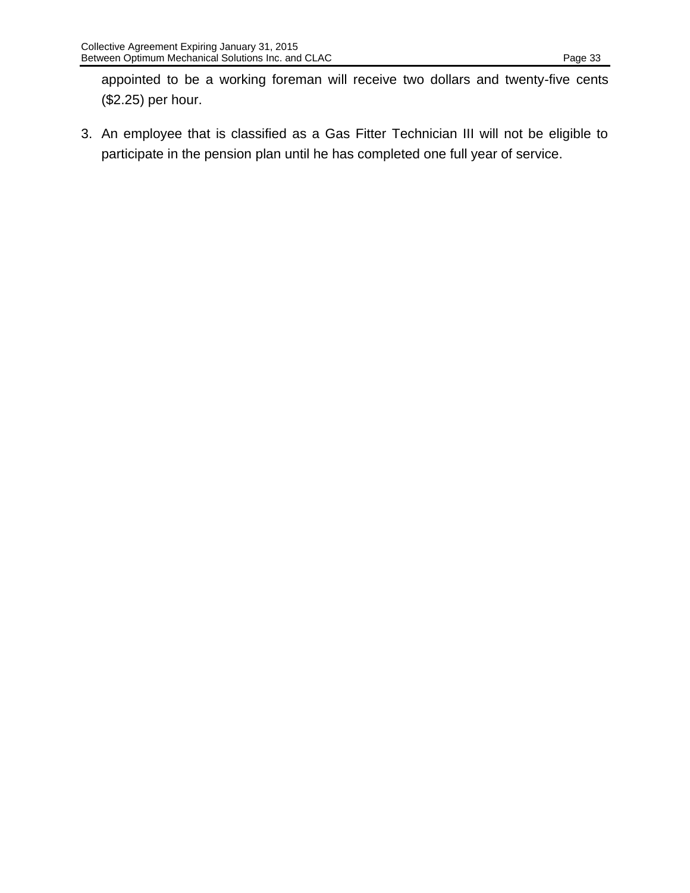appointed to be a working foreman will receive two dollars and twenty-five cents ($2.25) per hour.

3. An employee that is classified as a Gas Fitter Technician III will not be eligible to participate in the pension plan until he has completed one full year of service.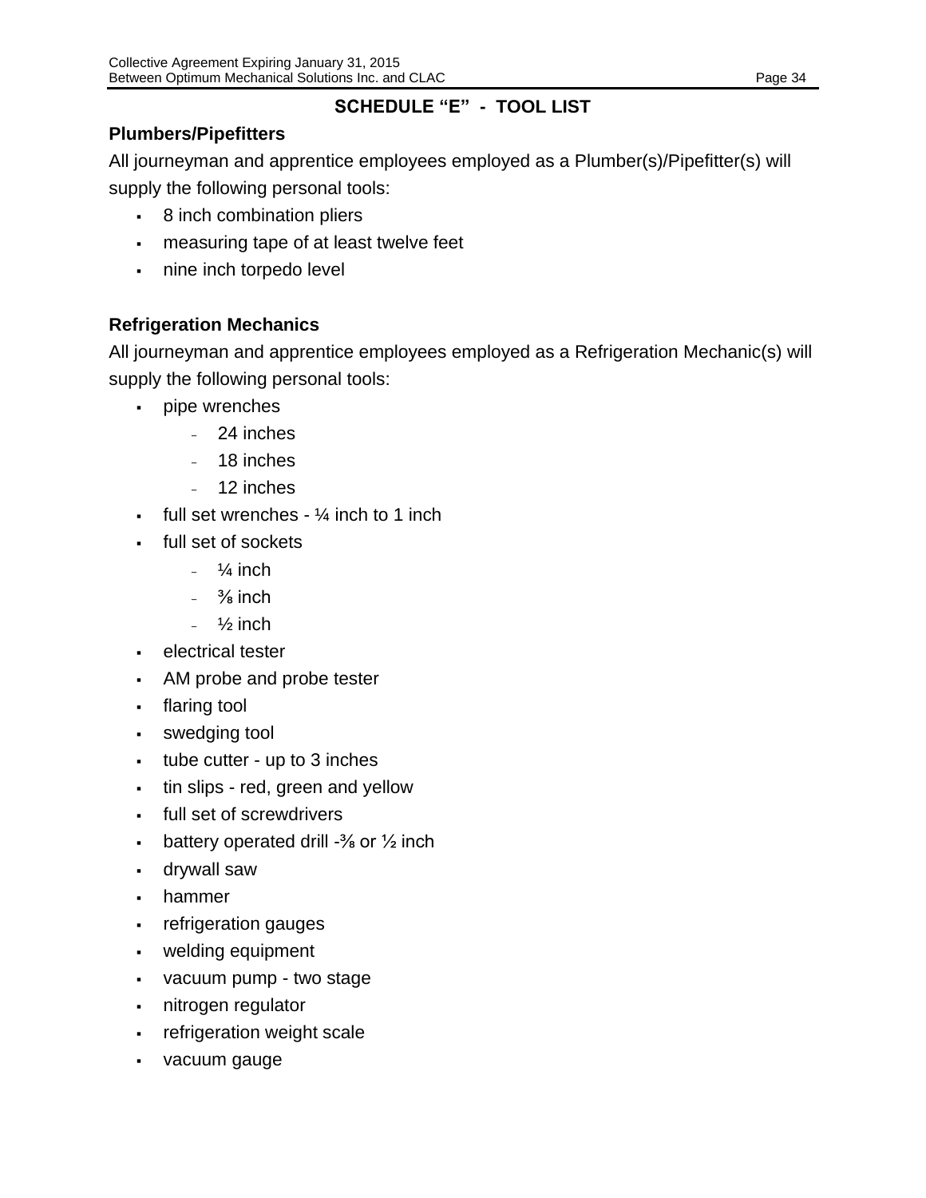## SCHEDULE "E" - TOOL LIST

### Plumbers/Pipefitters

All journeyman and apprentice employees employed as a Plumber(s)/Pipefitter(s) will supply the following personal tools:

- 8 inch combination pliers
- measuring tape of at least twelve feet
- nine inch torpedo level

### Refrigeration Mechanics

All journeyman and apprentice employees employed as a Refrigeration Mechanic(s) will supply the following personal tools:

- pipe wrenches
  - 24 inches
  - 18 inches
  - 12 inches
- full set wrenches - ¼ inch to 1 inch
- full set of sockets
  - ¼ inch
  - ⅜ inch
  - ½ inch
- electrical tester
- AM probe and probe tester
- flaring tool
- swedging tool
- tube cutter - up to 3 inches
- tin slips - red, green and yellow
- full set of screwdrivers
- battery operated drill -⅜ or ½ inch
- drywall saw
- hammer
- refrigeration gauges
- welding equipment
- vacuum pump - two stage
- nitrogen regulator
- refrigeration weight scale
- vacuum gauge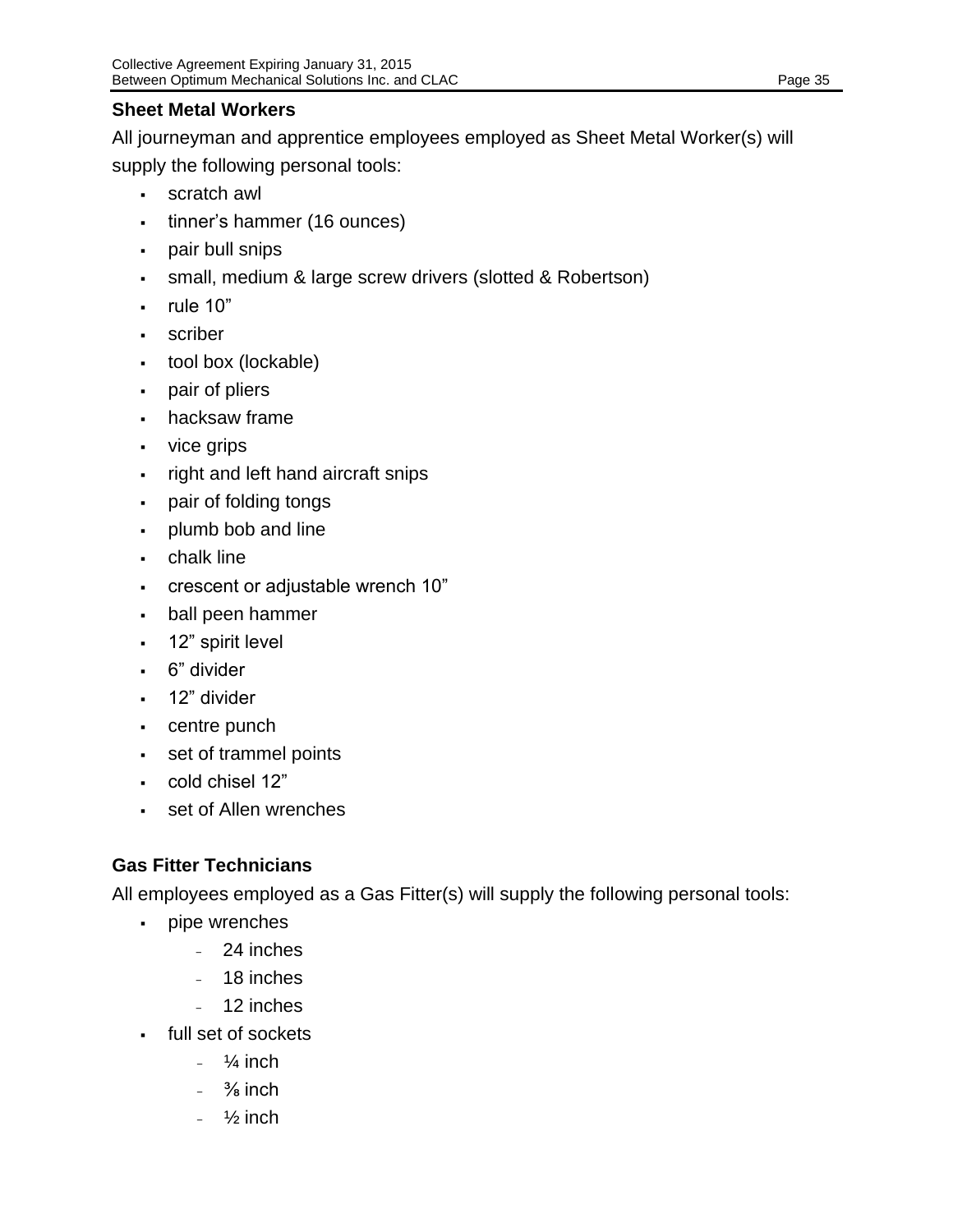### Sheet Metal Workers

All journeyman and apprentice employees employed as Sheet Metal Worker(s) will supply the following personal tools:

- scratch awl
- tinner's hammer (16 ounces)
- pair bull snips
- small, medium & large screw drivers (slotted & Robertson)
- rule 10"
- scriber
- tool box (lockable)
- pair of pliers
- hacksaw frame
- vice grips
- right and left hand aircraft snips
- pair of folding tongs
- plumb bob and line
- chalk line
- crescent or adjustable wrench 10"
- ball peen hammer
- 12" spirit level
- 6" divider
- 12" divider
- centre punch
- set of trammel points
- cold chisel 12"
- set of Allen wrenches

### Gas Fitter Technicians

All employees employed as a Gas Fitter(s) will supply the following personal tools:

- pipe wrenches
  - 24 inches
  - 18 inches
  - 12 inches
- full set of sockets
  - ¼ inch
  - ⅜ inch
  - ½ inch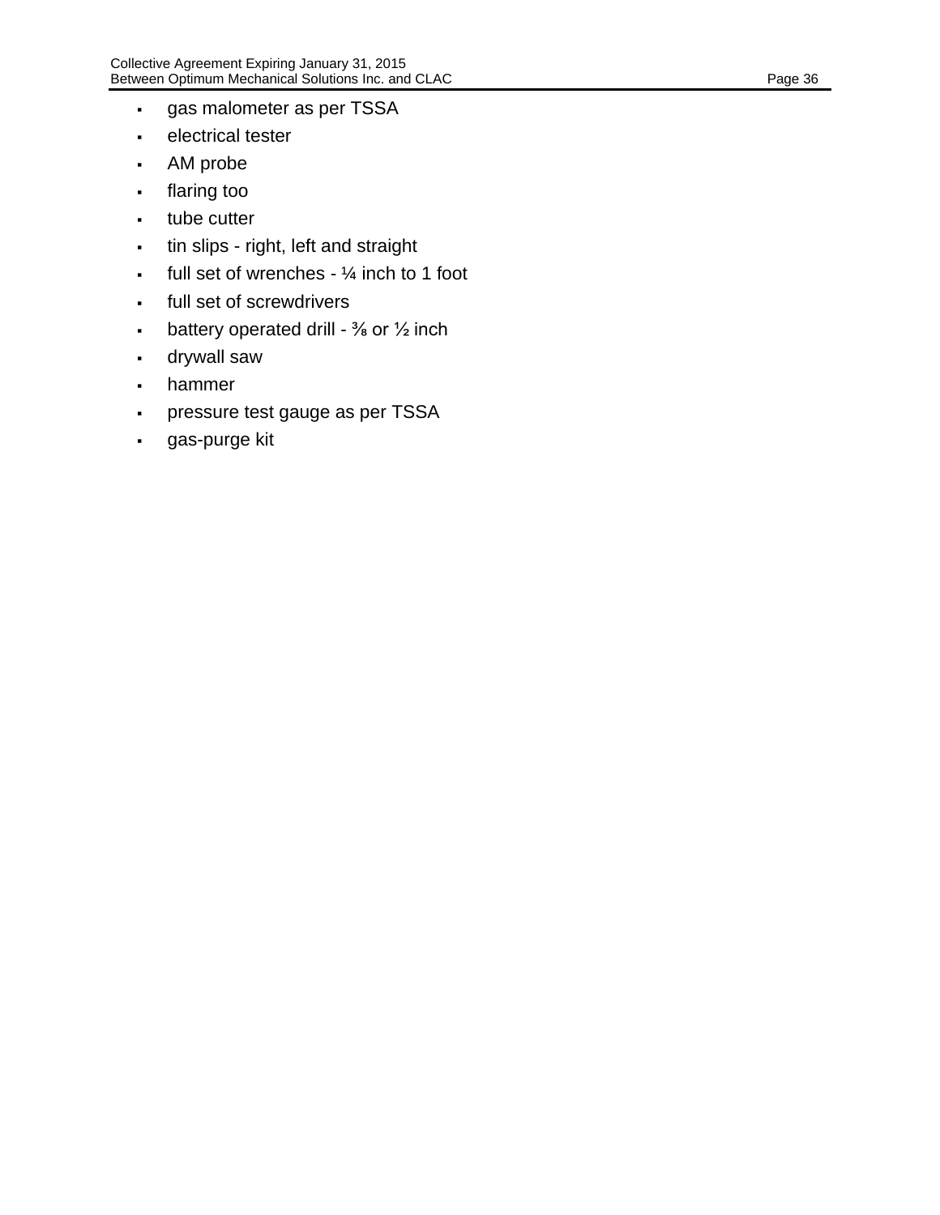- gas malometer as per TSSA
- electrical tester
- AM probe
- flaring too
- tube cutter
- tin slips - right, left and straight
- full set of wrenches - ¼ inch to 1 foot
- full set of screwdrivers
- battery operated drill - ⅜ or ½ inch
- drywall saw
- hammer
- pressure test gauge as per TSSA
- gas-purge kit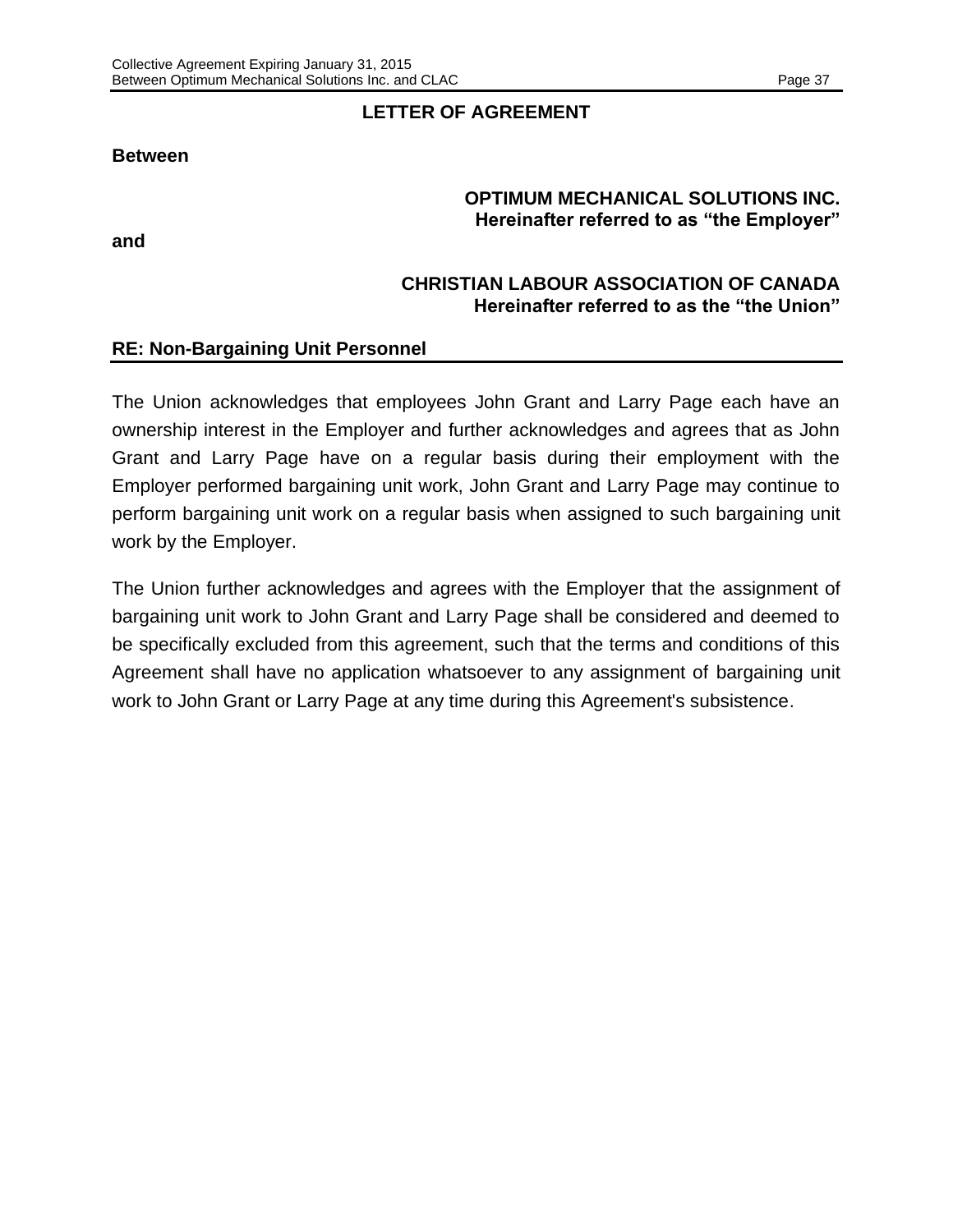## LETTER OF AGREEMENT

**Between**

**OPTIMUM MECHANICAL SOLUTIONS INC.**
**Hereinafter referred to as "the Employer"**

**and**

**CHRISTIAN LABOUR ASSOCIATION OF CANADA**
**Hereinafter referred to as the "the Union"**

**RE: Non-Bargaining Unit Personnel**

The Union acknowledges that employees John Grant and Larry Page each have an ownership interest in the Employer and further acknowledges and agrees that as John Grant and Larry Page have on a regular basis during their employment with the Employer performed bargaining unit work, John Grant and Larry Page may continue to perform bargaining unit work on a regular basis when assigned to such bargaining unit work by the Employer.

The Union further acknowledges and agrees with the Employer that the assignment of bargaining unit work to John Grant and Larry Page shall be considered and deemed to be specifically excluded from this agreement, such that the terms and conditions of this Agreement shall have no application whatsoever to any assignment of bargaining unit work to John Grant or Larry Page at any time during this Agreement's subsistence.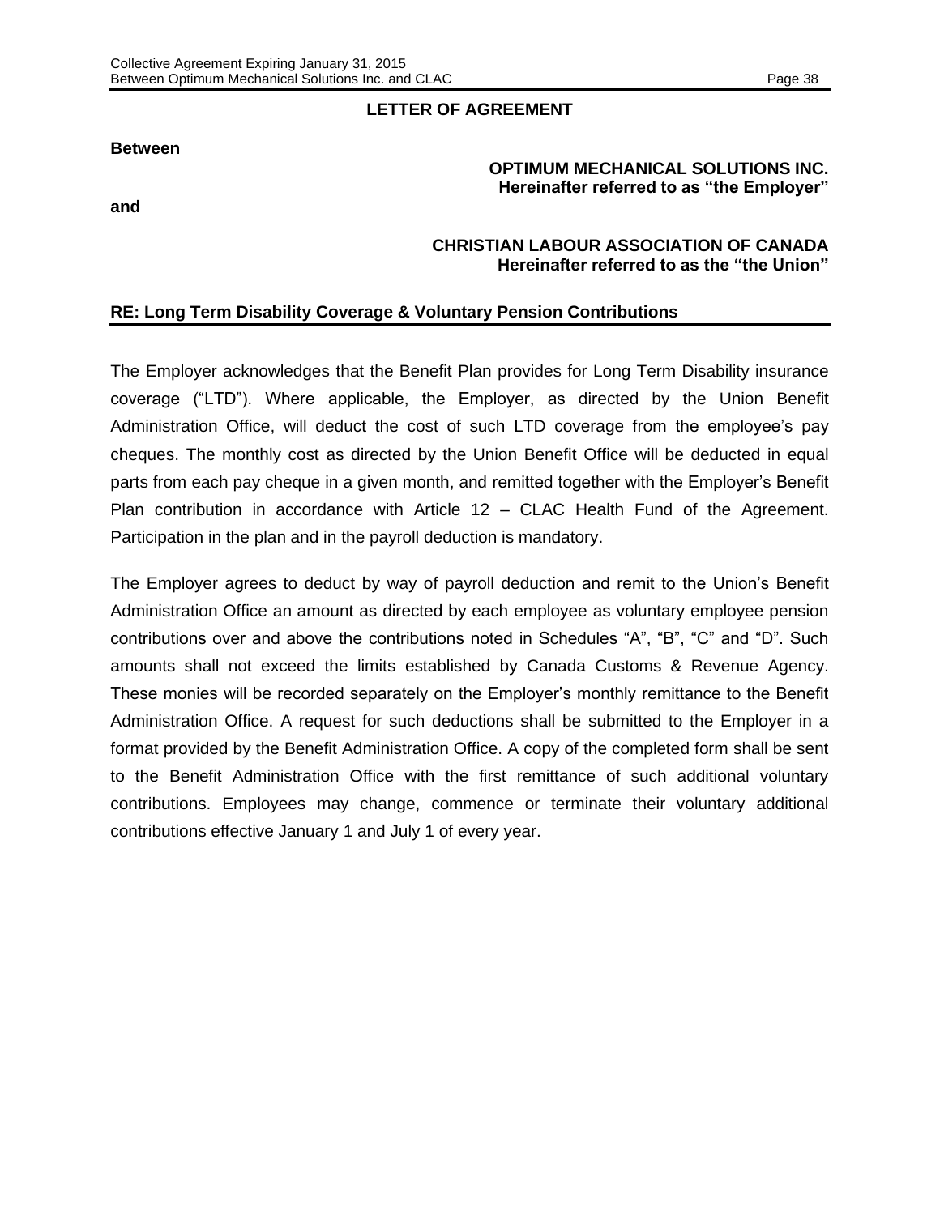## LETTER OF AGREEMENT

**Between**

**OPTIMUM MECHANICAL SOLUTIONS INC.**
**Hereinafter referred to as "the Employer"**

**and**

**CHRISTIAN LABOUR ASSOCIATION OF CANADA**
**Hereinafter referred to as the "the Union"**

### RE: Long Term Disability Coverage & Voluntary Pension Contributions

The Employer acknowledges that the Benefit Plan provides for Long Term Disability insurance coverage ("LTD"). Where applicable, the Employer, as directed by the Union Benefit Administration Office, will deduct the cost of such LTD coverage from the employee's pay cheques. The monthly cost as directed by the Union Benefit Office will be deducted in equal parts from each pay cheque in a given month, and remitted together with the Employer's Benefit Plan contribution in accordance with Article 12 – CLAC Health Fund of the Agreement. Participation in the plan and in the payroll deduction is mandatory.

The Employer agrees to deduct by way of payroll deduction and remit to the Union's Benefit Administration Office an amount as directed by each employee as voluntary employee pension contributions over and above the contributions noted in Schedules "A", "B", "C" and "D". Such amounts shall not exceed the limits established by Canada Customs & Revenue Agency. These monies will be recorded separately on the Employer's monthly remittance to the Benefit Administration Office. A request for such deductions shall be submitted to the Employer in a format provided by the Benefit Administration Office. A copy of the completed form shall be sent to the Benefit Administration Office with the first remittance of such additional voluntary contributions. Employees may change, commence or terminate their voluntary additional contributions effective January 1 and July 1 of every year.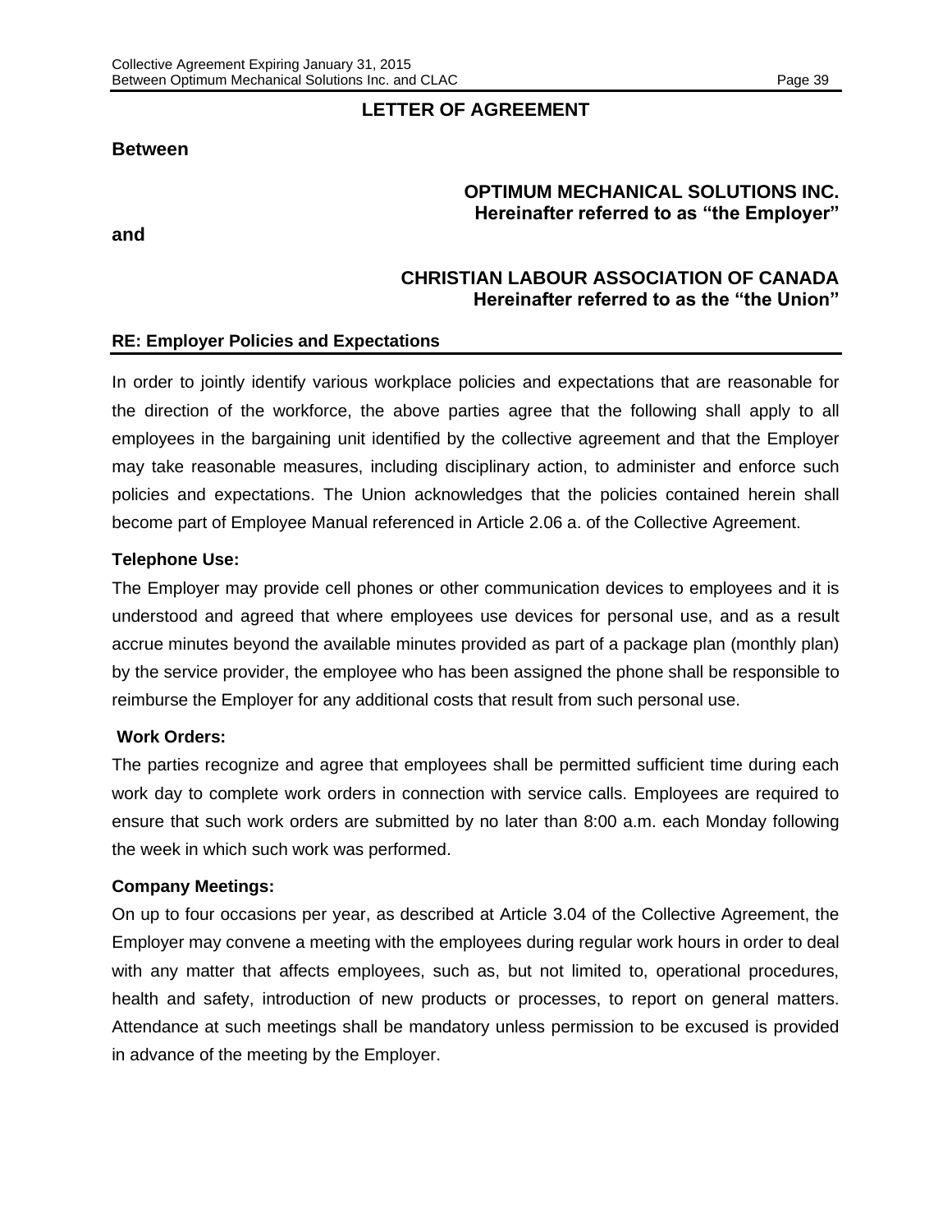## LETTER OF AGREEMENT

**Between**

**OPTIMUM MECHANICAL SOLUTIONS INC.**
**Hereinafter referred to as “the Employer”**

**and**

**CHRISTIAN LABOUR ASSOCIATION OF CANADA**
**Hereinafter referred to as the “the Union”**

**RE: Employer Policies and Expectations**

In order to jointly identify various workplace policies and expectations that are reasonable for the direction of the workforce, the above parties agree that the following shall apply to all employees in the bargaining unit identified by the collective agreement and that the Employer may take reasonable measures, including disciplinary action, to administer and enforce such policies and expectations. The Union acknowledges that the policies contained herein shall become part of Employee Manual referenced in Article 2.06 a. of the Collective Agreement.

**Telephone Use:**

The Employer may provide cell phones or other communication devices to employees and it is understood and agreed that where employees use devices for personal use, and as a result accrue minutes beyond the available minutes provided as part of a package plan (monthly plan) by the service provider, the employee who has been assigned the phone shall be responsible to reimburse the Employer for any additional costs that result from such personal use.

**Work Orders:**

The parties recognize and agree that employees shall be permitted sufficient time during each work day to complete work orders in connection with service calls. Employees are required to ensure that such work orders are submitted by no later than 8:00 a.m. each Monday following the week in which such work was performed.

**Company Meetings:**

On up to four occasions per year, as described at Article 3.04 of the Collective Agreement, the Employer may convene a meeting with the employees during regular work hours in order to deal with any matter that affects employees, such as, but not limited to, operational procedures, health and safety, introduction of new products or processes, to report on general matters. Attendance at such meetings shall be mandatory unless permission to be excused is provided in advance of the meeting by the Employer.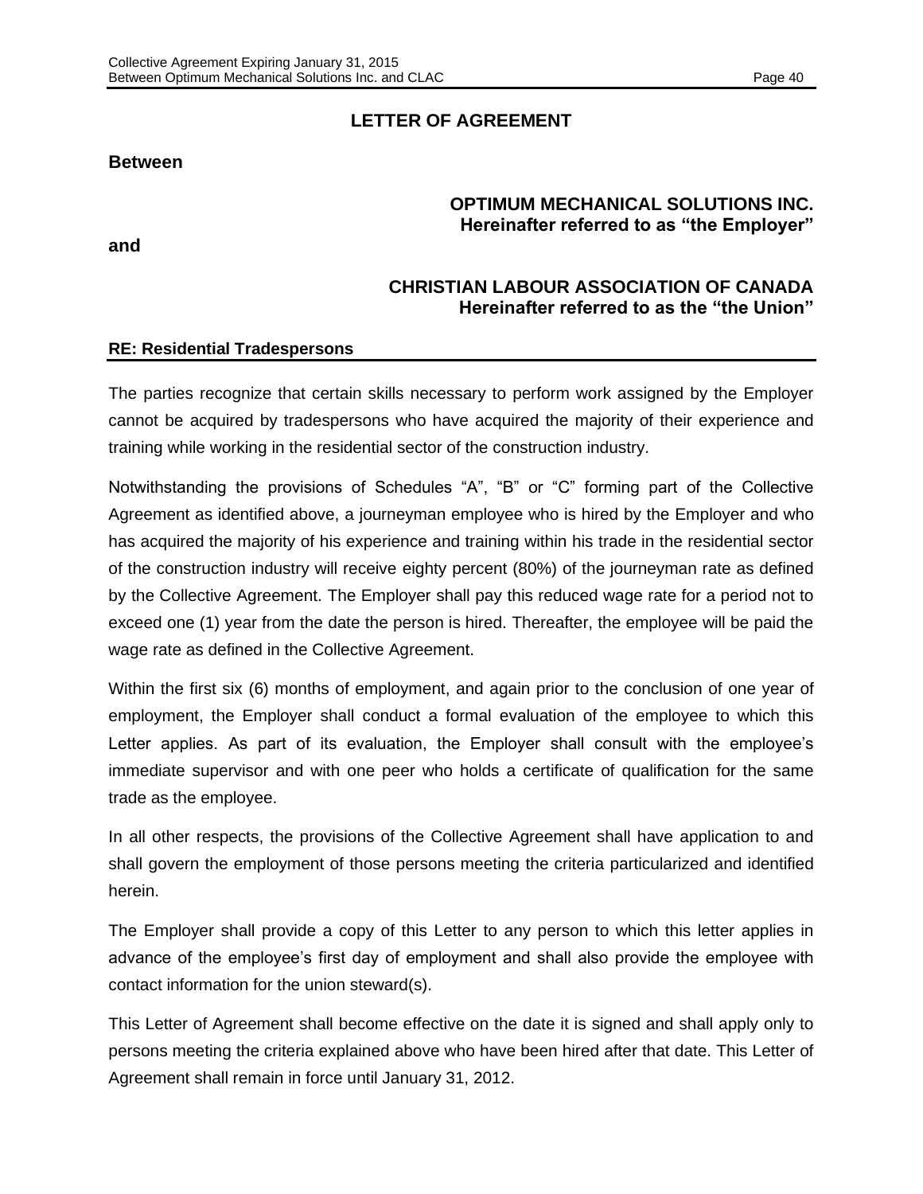# LETTER OF AGREEMENT

**Between**

**OPTIMUM MECHANICAL SOLUTIONS INC.**
**Hereinafter referred to as "the Employer"**

**and**

**CHRISTIAN LABOUR ASSOCIATION OF CANADA**
**Hereinafter referred to as the "the Union"**

**RE: Residential Tradespersons**

The parties recognize that certain skills necessary to perform work assigned by the Employer cannot be acquired by tradespersons who have acquired the majority of their experience and training while working in the residential sector of the construction industry.

Notwithstanding the provisions of Schedules "A", "B" or "C" forming part of the Collective Agreement as identified above, a journeyman employee who is hired by the Employer and who has acquired the majority of his experience and training within his trade in the residential sector of the construction industry will receive eighty percent (80%) of the journeyman rate as defined by the Collective Agreement. The Employer shall pay this reduced wage rate for a period not to exceed one (1) year from the date the person is hired. Thereafter, the employee will be paid the wage rate as defined in the Collective Agreement.

Within the first six (6) months of employment, and again prior to the conclusion of one year of employment, the Employer shall conduct a formal evaluation of the employee to which this Letter applies. As part of its evaluation, the Employer shall consult with the employee's immediate supervisor and with one peer who holds a certificate of qualification for the same trade as the employee.

In all other respects, the provisions of the Collective Agreement shall have application to and shall govern the employment of those persons meeting the criteria particularized and identified herein.

The Employer shall provide a copy of this Letter to any person to which this letter applies in advance of the employee's first day of employment and shall also provide the employee with contact information for the union steward(s).

This Letter of Agreement shall become effective on the date it is signed and shall apply only to persons meeting the criteria explained above who have been hired after that date. This Letter of Agreement shall remain in force until January 31, 2012.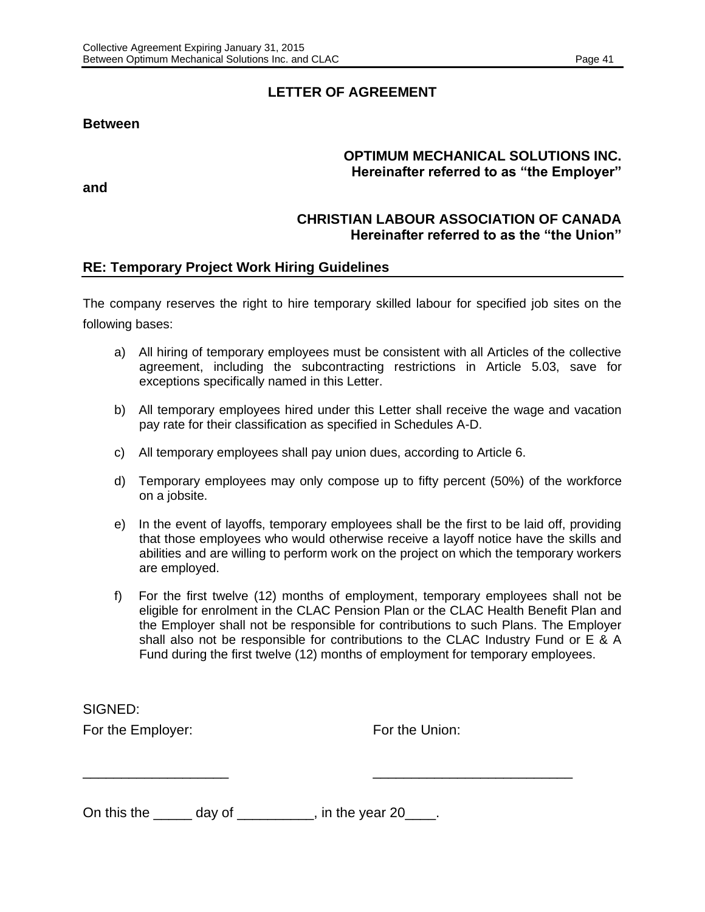# LETTER OF AGREEMENT

**Between**

**OPTIMUM MECHANICAL SOLUTIONS INC.**
**Hereinafter referred to as "the Employer"**

**and**

**CHRISTIAN LABOUR ASSOCIATION OF CANADA**
**Hereinafter referred to as the "the Union"**

## RE: Temporary Project Work Hiring Guidelines

The company reserves the right to hire temporary skilled labour for specified job sites on the following bases:

a) All hiring of temporary employees must be consistent with all Articles of the collective agreement, including the subcontracting restrictions in Article 5.03, save for exceptions specifically named in this Letter.

b) All temporary employees hired under this Letter shall receive the wage and vacation pay rate for their classification as specified in Schedules A-D.

c) All temporary employees shall pay union dues, according to Article 6.

d) Temporary employees may only compose up to fifty percent (50%) of the workforce on a jobsite.

e) In the event of layoffs, temporary employees shall be the first to be laid off, providing that those employees who would otherwise receive a layoff notice have the skills and abilities and are willing to perform work on the project on which the temporary workers are employed.

f) For the first twelve (12) months of employment, temporary employees shall not be eligible for enrolment in the CLAC Pension Plan or the CLAC Health Benefit Plan and the Employer shall not be responsible for contributions to such Plans. The Employer shall also not be responsible for contributions to the CLAC Industry Fund or E & A Fund during the first twelve (12) months of employment for temporary employees.

SIGNED:

For the Employer: ____________________

For the Union: ____________________

On this the _____ day of __________, in the year 20____.